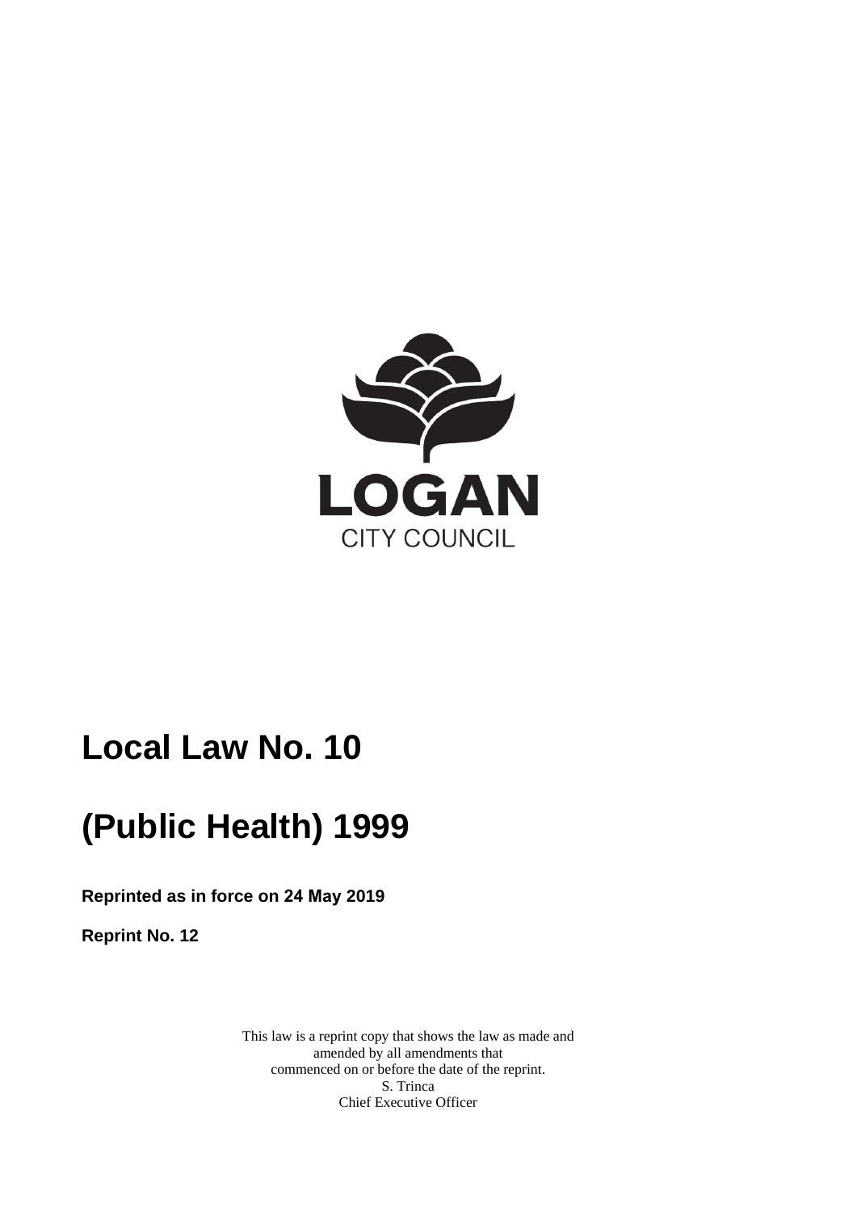LOGAN

CITY COUNCIL

# Local Law No. 10

# (Public Health) 1999

**Reprinted as in force on 24 May 2019**

**Reprint No. 12**

This law is a reprint copy that shows the law as made and amended by all amendments that commenced on or before the date of the reprint.
S. Trinca
Chief Executive Officer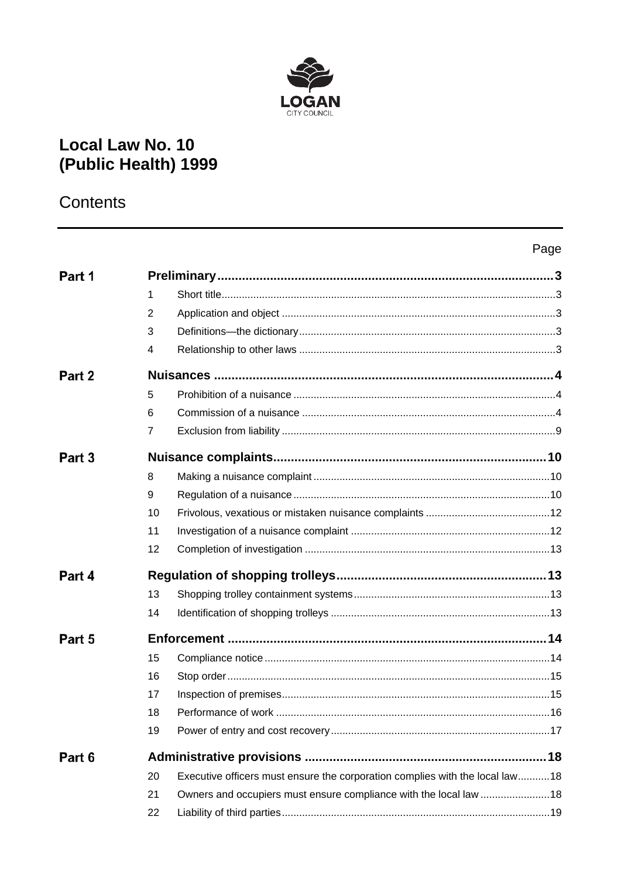LOGAN
CITY COUNCIL

# Local Law No. 10 (Public Health) 1999

## Contents

| | | | Page |
|---|---|---|---|
| **Part 1** | | **Preliminary** | **3** |
| | 1 | Short title | 3 |
| | 2 | Application and object | 3 |
| | 3 | Definitions—the dictionary | 3 |
| | 4 | Relationship to other laws | 3 |
| **Part 2** | | **Nuisances** | **4** |
| | 5 | Prohibition of a nuisance | 4 |
| | 6 | Commission of a nuisance | 4 |
| | 7 | Exclusion from liability | 9 |
| **Part 3** | | **Nuisance complaints** | **10** |
| | 8 | Making a nuisance complaint | 10 |
| | 9 | Regulation of a nuisance | 10 |
| | 10 | Frivolous, vexatious or mistaken nuisance complaints | 12 |
| | 11 | Investigation of a nuisance complaint | 12 |
| | 12 | Completion of investigation | 13 |
| **Part 4** | | **Regulation of shopping trolleys** | **13** |
| | 13 | Shopping trolley containment systems | 13 |
| | 14 | Identification of shopping trolleys | 13 |
| **Part 5** | | **Enforcement** | **14** |
| | 15 | Compliance notice | 14 |
| | 16 | Stop order | 15 |
| | 17 | Inspection of premises | 15 |
| | 18 | Performance of work | 16 |
| | 19 | Power of entry and cost recovery | 17 |
| **Part 6** | | **Administrative provisions** | **18** |
| | 20 | Executive officers must ensure the corporation complies with the local law | 18 |
| | 21 | Owners and occupiers must ensure compliance with the local law | 18 |
| | 22 | Liability of third parties | 19 |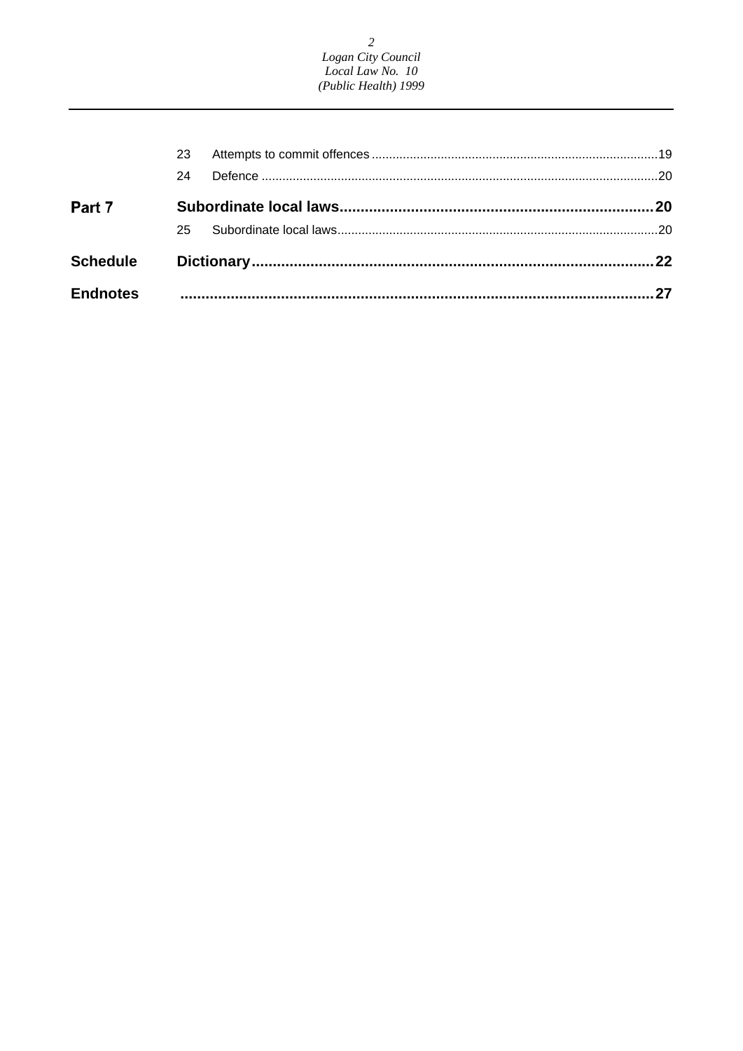| | | | |
|---|---|---|---|
| | 23 | Attempts to commit offences | 19 |
| | 24 | Defence | 20 |
| **Part 7** | | **Subordinate local laws** | **20** |
| | 25 | Subordinate local laws | 20 |
| **Schedule** | | **Dictionary** | **22** |
| **Endnotes** | | | **27** |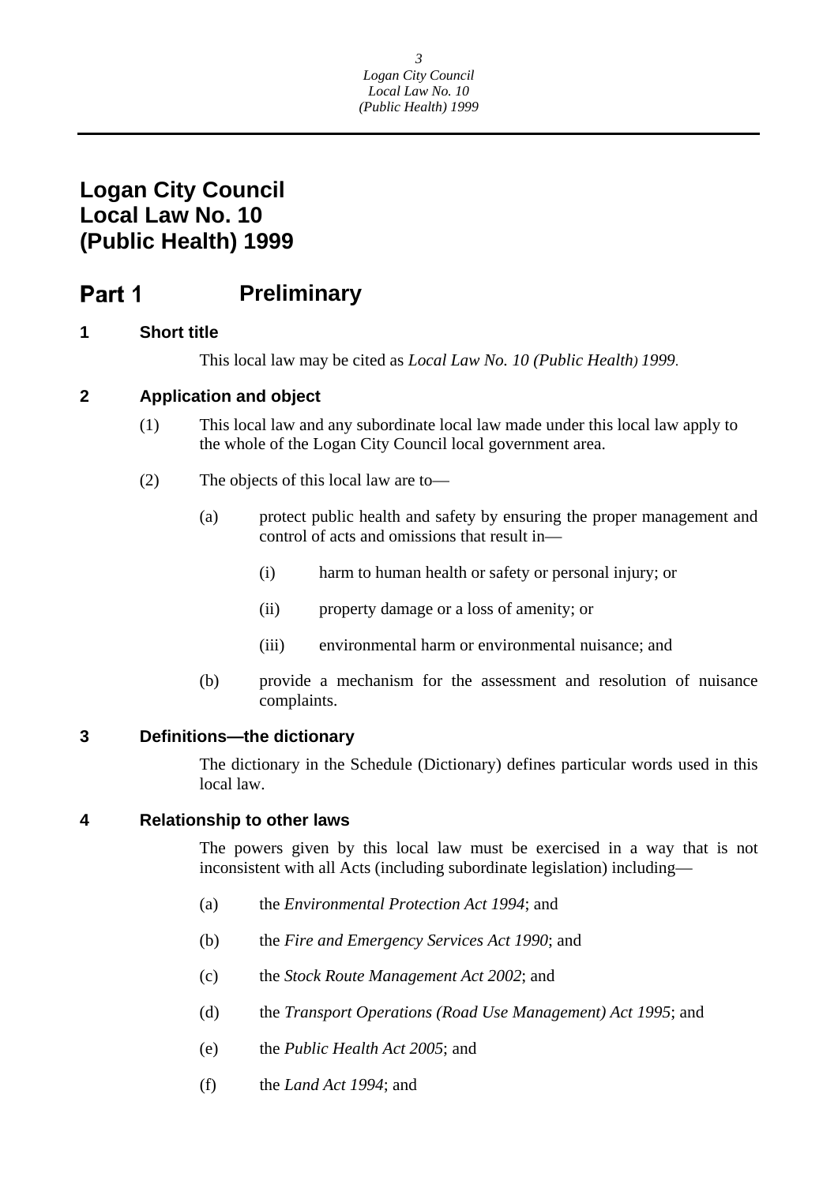# Logan City Council Local Law No. 10 (Public Health) 1999

## Part 1 Preliminary

### 1 Short title

This local law may be cited as *Local Law No. 10 (Public Health) 1999*.

### 2 Application and object

(1) This local law and any subordinate local law made under this local law apply to the whole of the Logan City Council local government area.

(2) The objects of this local law are to—

(a) protect public health and safety by ensuring the proper management and control of acts and omissions that result in—

(i) harm to human health or safety or personal injury; or

(ii) property damage or a loss of amenity; or

(iii) environmental harm or environmental nuisance; and

(b) provide a mechanism for the assessment and resolution of nuisance complaints.

### 3 Definitions—the dictionary

The dictionary in the Schedule (Dictionary) defines particular words used in this local law.

### 4 Relationship to other laws

The powers given by this local law must be exercised in a way that is not inconsistent with all Acts (including subordinate legislation) including—

(a) the *Environmental Protection Act 1994*; and

(b) the *Fire and Emergency Services Act 1990*; and

(c) the *Stock Route Management Act 2002*; and

(d) the *Transport Operations (Road Use Management) Act 1995*; and

(e) the *Public Health Act 2005*; and

(f) the *Land Act 1994*; and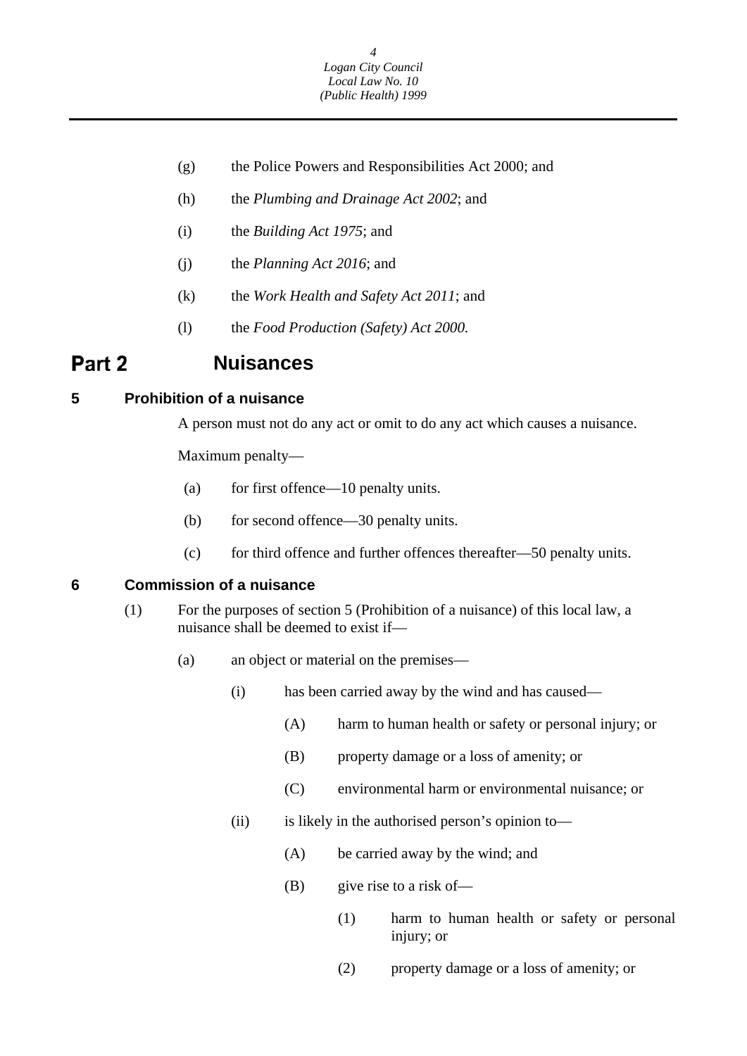(g) the Police Powers and Responsibilities Act 2000; and

(h) the *Plumbing and Drainage Act 2002*; and

(i) the *Building Act 1975*; and

(j) the *Planning Act 2016*; and

(k) the *Work Health and Safety Act 2011*; and

(l) the *Food Production (Safety) Act 2000.*

# Part 2 Nuisances

## 5 Prohibition of a nuisance

A person must not do any act or omit to do any act which causes a nuisance.

Maximum penalty—

(a) for first offence—10 penalty units.

(b) for second offence—30 penalty units.

(c) for third offence and further offences thereafter—50 penalty units.

## 6 Commission of a nuisance

(1) For the purposes of section 5 (Prohibition of a nuisance) of this local law, a nuisance shall be deemed to exist if—

(a) an object or material on the premises—

(i) has been carried away by the wind and has caused—

(A) harm to human health or safety or personal injury; or

(B) property damage or a loss of amenity; or

(C) environmental harm or environmental nuisance; or

(ii) is likely in the authorised person's opinion to—

(A) be carried away by the wind; and

(B) give rise to a risk of—

(1) harm to human health or safety or personal injury; or

(2) property damage or a loss of amenity; or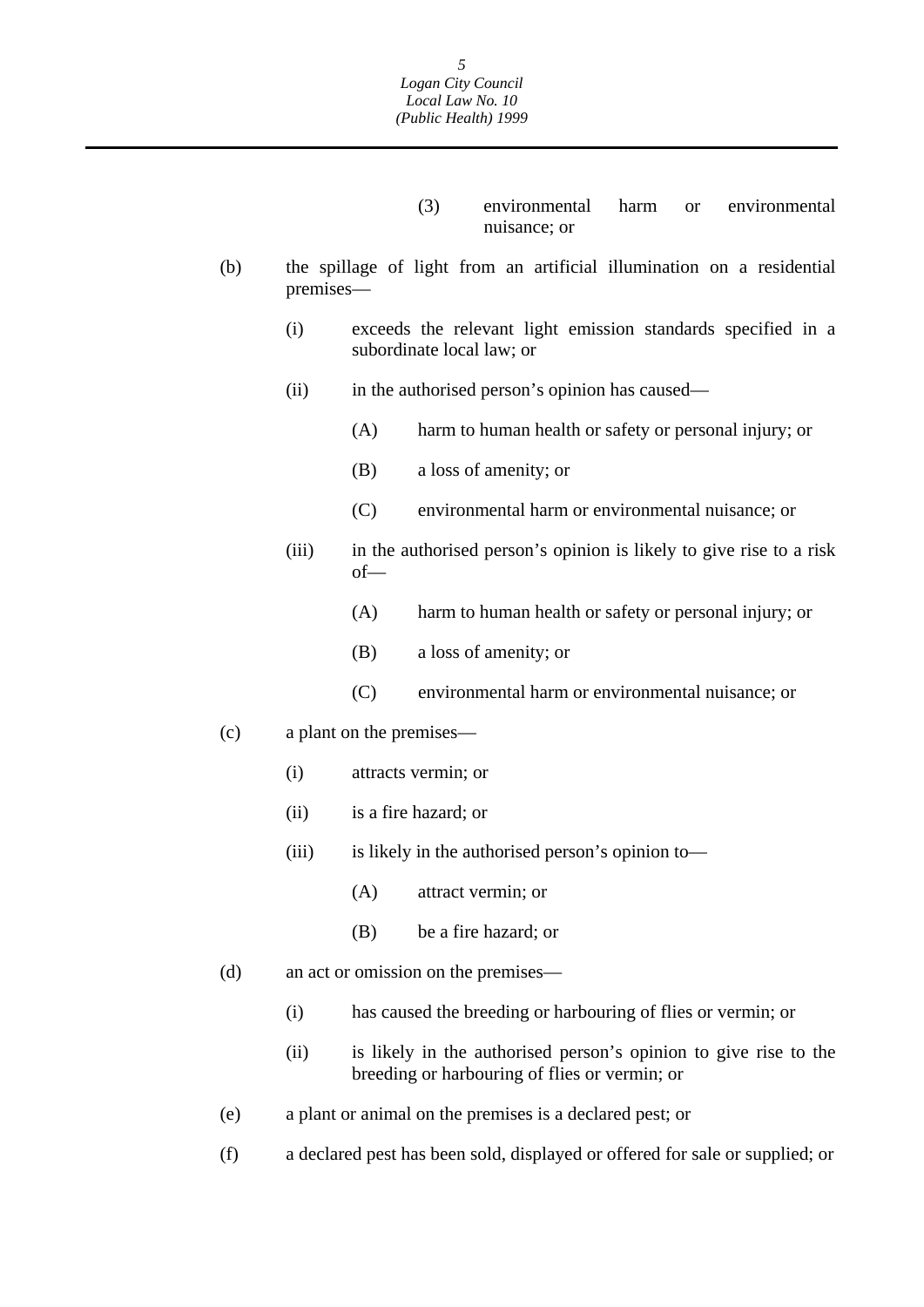(3) environmental harm or environmental nuisance; or

(b) the spillage of light from an artificial illumination on a residential premises—

(i) exceeds the relevant light emission standards specified in a subordinate local law; or

(ii) in the authorised person's opinion has caused—

(A) harm to human health or safety or personal injury; or

(B) a loss of amenity; or

(C) environmental harm or environmental nuisance; or

(iii) in the authorised person's opinion is likely to give rise to a risk of—

(A) harm to human health or safety or personal injury; or

(B) a loss of amenity; or

(C) environmental harm or environmental nuisance; or

(c) a plant on the premises—

(i) attracts vermin; or

(ii) is a fire hazard; or

(iii) is likely in the authorised person's opinion to—

(A) attract vermin; or

(B) be a fire hazard; or

(d) an act or omission on the premises—

(i) has caused the breeding or harbouring of flies or vermin; or

(ii) is likely in the authorised person's opinion to give rise to the breeding or harbouring of flies or vermin; or

(e) a plant or animal on the premises is a declared pest; or

(f) a declared pest has been sold, displayed or offered for sale or supplied; or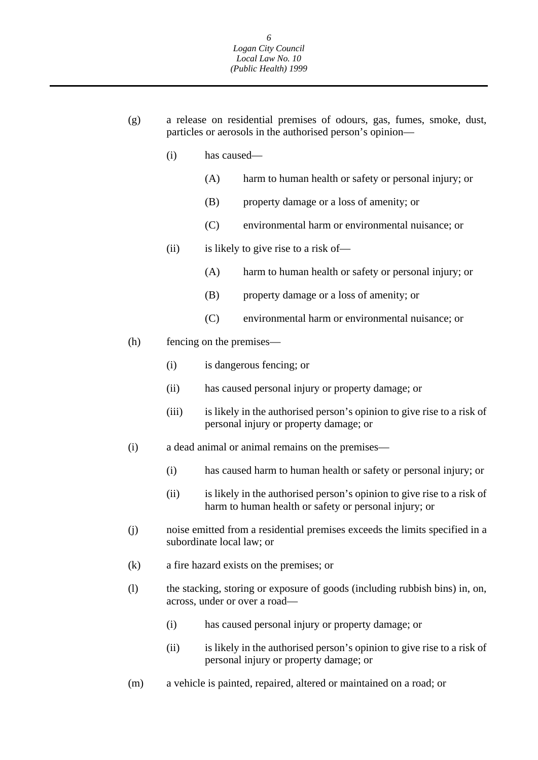(g) a release on residential premises of odours, gas, fumes, smoke, dust, particles or aerosols in the authorised person's opinion—

  (i) has caused—

    (A) harm to human health or safety or personal injury; or

    (B) property damage or a loss of amenity; or

    (C) environmental harm or environmental nuisance; or

  (ii) is likely to give rise to a risk of—

    (A) harm to human health or safety or personal injury; or

    (B) property damage or a loss of amenity; or

    (C) environmental harm or environmental nuisance; or

(h) fencing on the premises—

  (i) is dangerous fencing; or

  (ii) has caused personal injury or property damage; or

  (iii) is likely in the authorised person's opinion to give rise to a risk of personal injury or property damage; or

(i) a dead animal or animal remains on the premises—

  (i) has caused harm to human health or safety or personal injury; or

  (ii) is likely in the authorised person's opinion to give rise to a risk of harm to human health or safety or personal injury; or

(j) noise emitted from a residential premises exceeds the limits specified in a subordinate local law; or

(k) a fire hazard exists on the premises; or

(l) the stacking, storing or exposure of goods (including rubbish bins) in, on, across, under or over a road—

  (i) has caused personal injury or property damage; or

  (ii) is likely in the authorised person's opinion to give rise to a risk of personal injury or property damage; or

(m) a vehicle is painted, repaired, altered or maintained on a road; or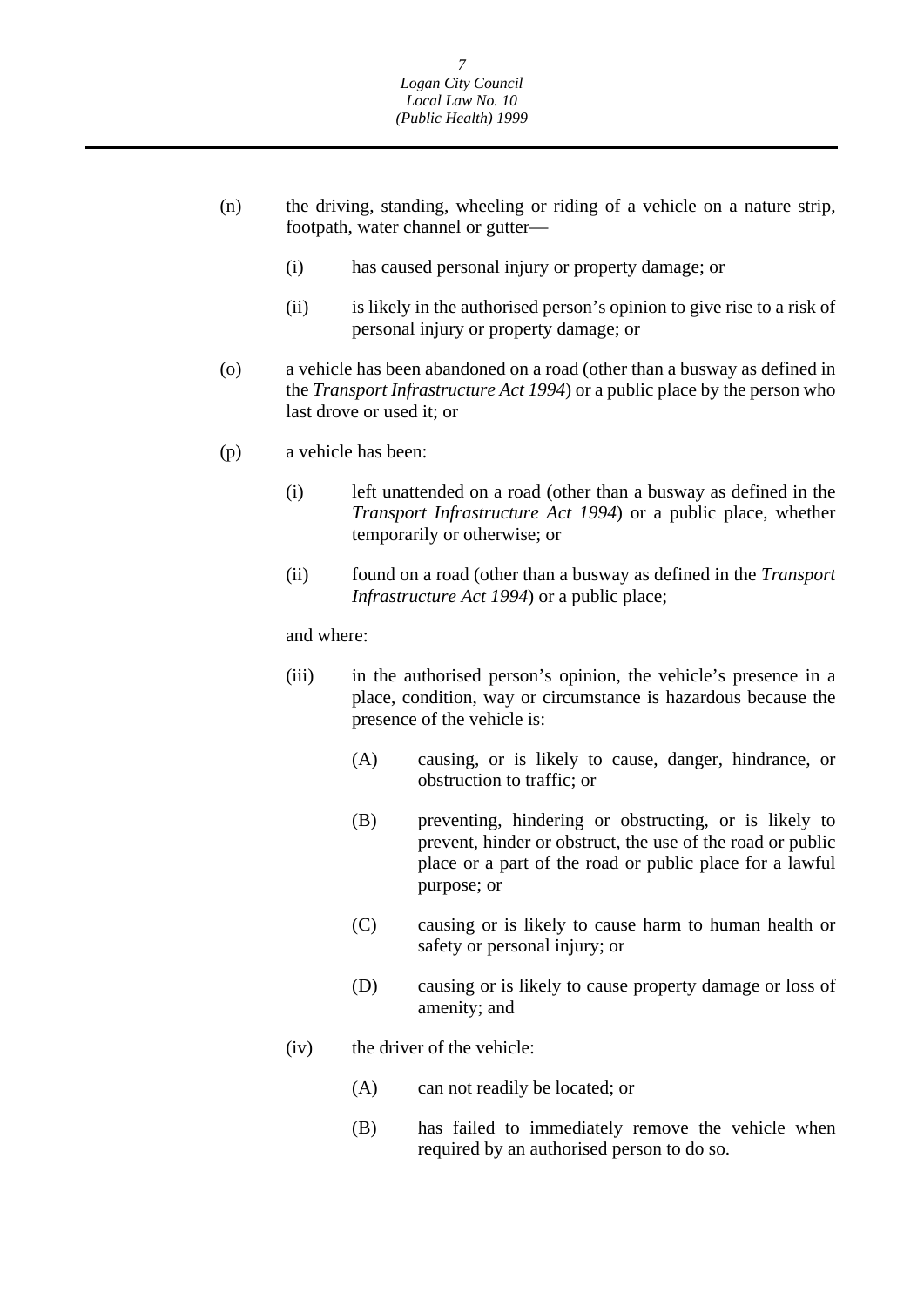(n) the driving, standing, wheeling or riding of a vehicle on a nature strip, footpath, water channel or gutter—

  (i) has caused personal injury or property damage; or

  (ii) is likely in the authorised person's opinion to give rise to a risk of personal injury or property damage; or

(o) a vehicle has been abandoned on a road (other than a busway as defined in the *Transport Infrastructure Act 1994*) or a public place by the person who last drove or used it; or

(p) a vehicle has been:

  (i) left unattended on a road (other than a busway as defined in the *Transport Infrastructure Act 1994*) or a public place, whether temporarily or otherwise; or

  (ii) found on a road (other than a busway as defined in the *Transport Infrastructure Act 1994*) or a public place;

  and where:

  (iii) in the authorised person's opinion, the vehicle's presence in a place, condition, way or circumstance is hazardous because the presence of the vehicle is:

    (A) causing, or is likely to cause, danger, hindrance, or obstruction to traffic; or

    (B) preventing, hindering or obstructing, or is likely to prevent, hinder or obstruct, the use of the road or public place or a part of the road or public place for a lawful purpose; or

    (C) causing or is likely to cause harm to human health or safety or personal injury; or

    (D) causing or is likely to cause property damage or loss of amenity; and

  (iv) the driver of the vehicle:

    (A) can not readily be located; or

    (B) has failed to immediately remove the vehicle when required by an authorised person to do so.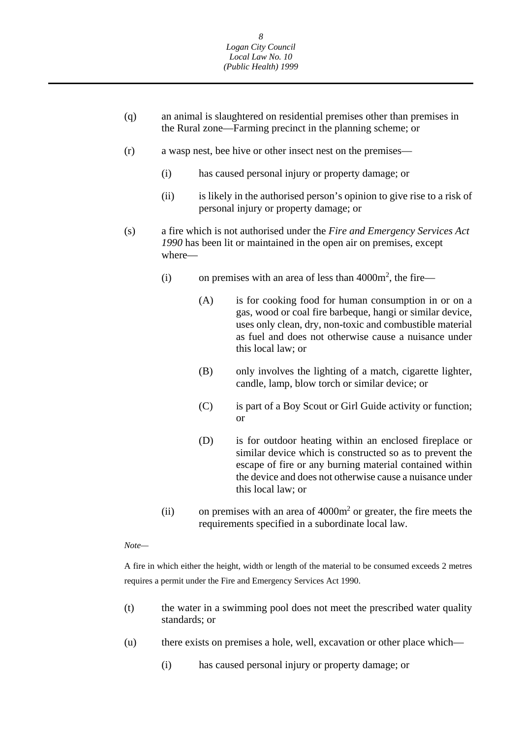(q) an animal is slaughtered on residential premises other than premises in the Rural zone—Farming precinct in the planning scheme; or

(r) a wasp nest, bee hive or other insect nest on the premises—

   (i) has caused personal injury or property damage; or

   (ii) is likely in the authorised person's opinion to give rise to a risk of personal injury or property damage; or

(s) a fire which is not authorised under the *Fire and Emergency Services Act 1990* has been lit or maintained in the open air on premises, except where—

   (i) on premises with an area of less than $4000m^2$, the fire—

      (A) is for cooking food for human consumption in or on a gas, wood or coal fire barbeque, hangi or similar device, uses only clean, dry, non-toxic and combustible material as fuel and does not otherwise cause a nuisance under this local law; or

      (B) only involves the lighting of a match, cigarette lighter, candle, lamp, blow torch or similar device; or

      (C) is part of a Boy Scout or Girl Guide activity or function; or

      (D) is for outdoor heating within an enclosed fireplace or similar device which is constructed so as to prevent the escape of fire or any burning material contained within the device and does not otherwise cause a nuisance under this local law; or

   (ii) on premises with an area of $4000m^2$ or greater, the fire meets the requirements specified in a subordinate local law.

*Note—*

A fire in which either the height, width or length of the material to be consumed exceeds 2 metres requires a permit under the Fire and Emergency Services Act 1990.

(t) the water in a swimming pool does not meet the prescribed water quality standards; or

(u) there exists on premises a hole, well, excavation or other place which—

   (i) has caused personal injury or property damage; or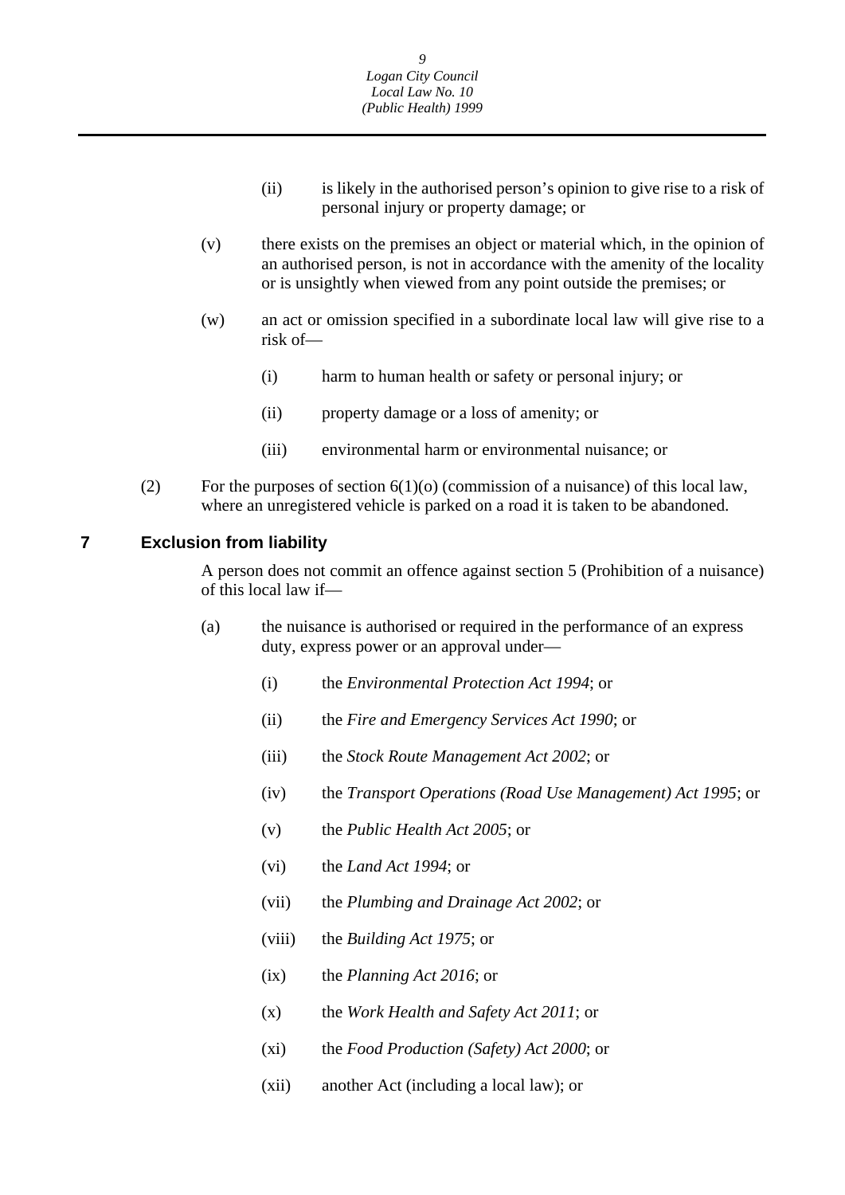(ii) is likely in the authorised person's opinion to give rise to a risk of personal injury or property damage; or

(v) there exists on the premises an object or material which, in the opinion of an authorised person, is not in accordance with the amenity of the locality or is unsightly when viewed from any point outside the premises; or

(w) an act or omission specified in a subordinate local law will give rise to a risk of—

(i) harm to human health or safety or personal injury; or

(ii) property damage or a loss of amenity; or

(iii) environmental harm or environmental nuisance; or

(2) For the purposes of section 6(1)(o) (commission of a nuisance) of this local law, where an unregistered vehicle is parked on a road it is taken to be abandoned.

## 7 Exclusion from liability

A person does not commit an offence against section 5 (Prohibition of a nuisance) of this local law if—

(a) the nuisance is authorised or required in the performance of an express duty, express power or an approval under—

(i) the *Environmental Protection Act 1994*; or

(ii) the *Fire and Emergency Services Act 1990*; or

(iii) the *Stock Route Management Act 2002*; or

(iv) the *Transport Operations (Road Use Management) Act 1995*; or

(v) the *Public Health Act 2005*; or

(vi) the *Land Act 1994*; or

(vii) the *Plumbing and Drainage Act 2002*; or

(viii) the *Building Act 1975*; or

(ix) the *Planning Act 2016*; or

(x) the *Work Health and Safety Act 2011*; or

(xi) the *Food Production (Safety) Act 2000*; or

(xii) another Act (including a local law); or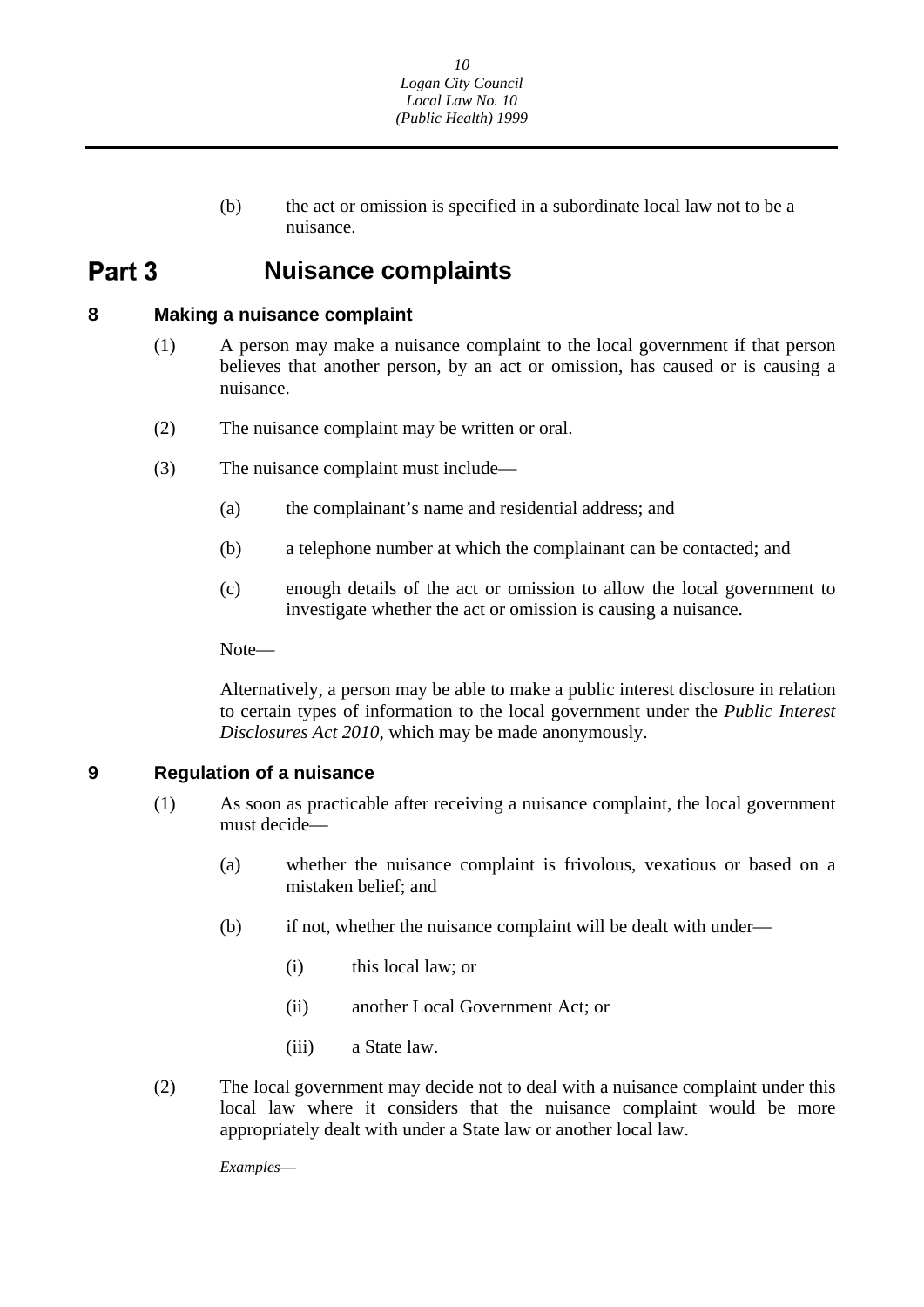(b) the act or omission is specified in a subordinate local law not to be a nuisance.

# Part 3 Nuisance complaints

## 8 Making a nuisance complaint

(1) A person may make a nuisance complaint to the local government if that person believes that another person, by an act or omission, has caused or is causing a nuisance.

(2) The nuisance complaint may be written or oral.

(3) The nuisance complaint must include—

(a) the complainant's name and residential address; and

(b) a telephone number at which the complainant can be contacted; and

(c) enough details of the act or omission to allow the local government to investigate whether the act or omission is causing a nuisance.

Note—

Alternatively, a person may be able to make a public interest disclosure in relation to certain types of information to the local government under the *Public Interest Disclosures Act 2010*, which may be made anonymously.

## 9 Regulation of a nuisance

(1) As soon as practicable after receiving a nuisance complaint, the local government must decide—

(a) whether the nuisance complaint is frivolous, vexatious or based on a mistaken belief; and

(b) if not, whether the nuisance complaint will be dealt with under—

(i) this local law; or

(ii) another Local Government Act; or

(iii) a State law.

(2) The local government may decide not to deal with a nuisance complaint under this local law where it considers that the nuisance complaint would be more appropriately dealt with under a State law or another local law.

*Examples*—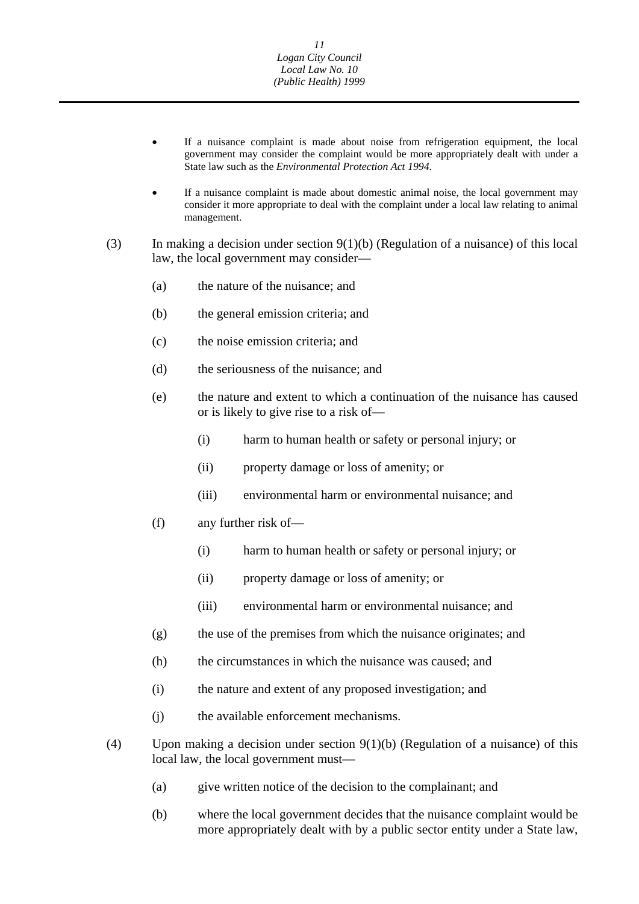- If a nuisance complaint is made about noise from refrigeration equipment, the local government may consider the complaint would be more appropriately dealt with under a State law such as the *Environmental Protection Act 1994*.

- If a nuisance complaint is made about domestic animal noise, the local government may consider it more appropriate to deal with the complaint under a local law relating to animal management.

(3) In making a decision under section 9(1)(b) (Regulation of a nuisance) of this local law, the local government may consider—

(a) the nature of the nuisance; and

(b) the general emission criteria; and

(c) the noise emission criteria; and

(d) the seriousness of the nuisance; and

(e) the nature and extent to which a continuation of the nuisance has caused or is likely to give rise to a risk of—

(i) harm to human health or safety or personal injury; or

(ii) property damage or loss of amenity; or

(iii) environmental harm or environmental nuisance; and

(f) any further risk of—

(i) harm to human health or safety or personal injury; or

(ii) property damage or loss of amenity; or

(iii) environmental harm or environmental nuisance; and

(g) the use of the premises from which the nuisance originates; and

(h) the circumstances in which the nuisance was caused; and

(i) the nature and extent of any proposed investigation; and

(j) the available enforcement mechanisms.

(4) Upon making a decision under section 9(1)(b) (Regulation of a nuisance) of this local law, the local government must—

(a) give written notice of the decision to the complainant; and

(b) where the local government decides that the nuisance complaint would be more appropriately dealt with by a public sector entity under a State law,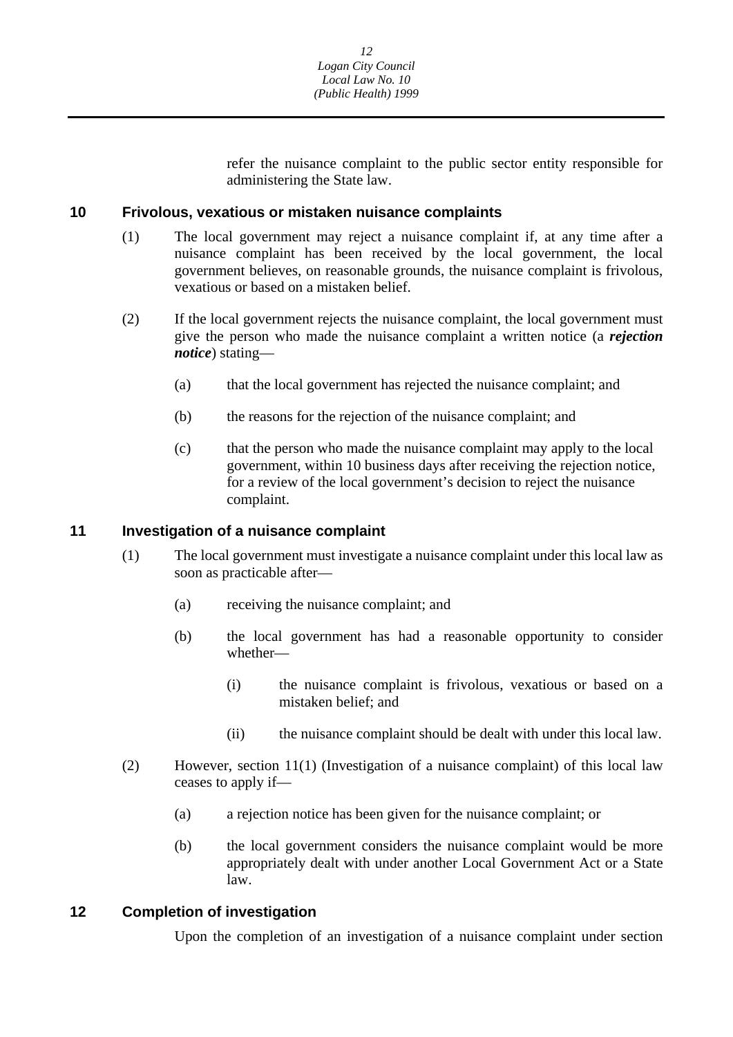refer the nuisance complaint to the public sector entity responsible for administering the State law.

## 10 Frivolous, vexatious or mistaken nuisance complaints

(1) The local government may reject a nuisance complaint if, at any time after a nuisance complaint has been received by the local government, the local government believes, on reasonable grounds, the nuisance complaint is frivolous, vexatious or based on a mistaken belief.

(2) If the local government rejects the nuisance complaint, the local government must give the person who made the nuisance complaint a written notice (a ***rejection notice***) stating—

(a) that the local government has rejected the nuisance complaint; and

(b) the reasons for the rejection of the nuisance complaint; and

(c) that the person who made the nuisance complaint may apply to the local government, within 10 business days after receiving the rejection notice, for a review of the local government's decision to reject the nuisance complaint.

## 11 Investigation of a nuisance complaint

(1) The local government must investigate a nuisance complaint under this local law as soon as practicable after—

(a) receiving the nuisance complaint; and

(b) the local government has had a reasonable opportunity to consider whether—

(i) the nuisance complaint is frivolous, vexatious or based on a mistaken belief; and

(ii) the nuisance complaint should be dealt with under this local law.

(2) However, section 11(1) (Investigation of a nuisance complaint) of this local law ceases to apply if—

(a) a rejection notice has been given for the nuisance complaint; or

(b) the local government considers the nuisance complaint would be more appropriately dealt with under another Local Government Act or a State law.

## 12 Completion of investigation

Upon the completion of an investigation of a nuisance complaint under section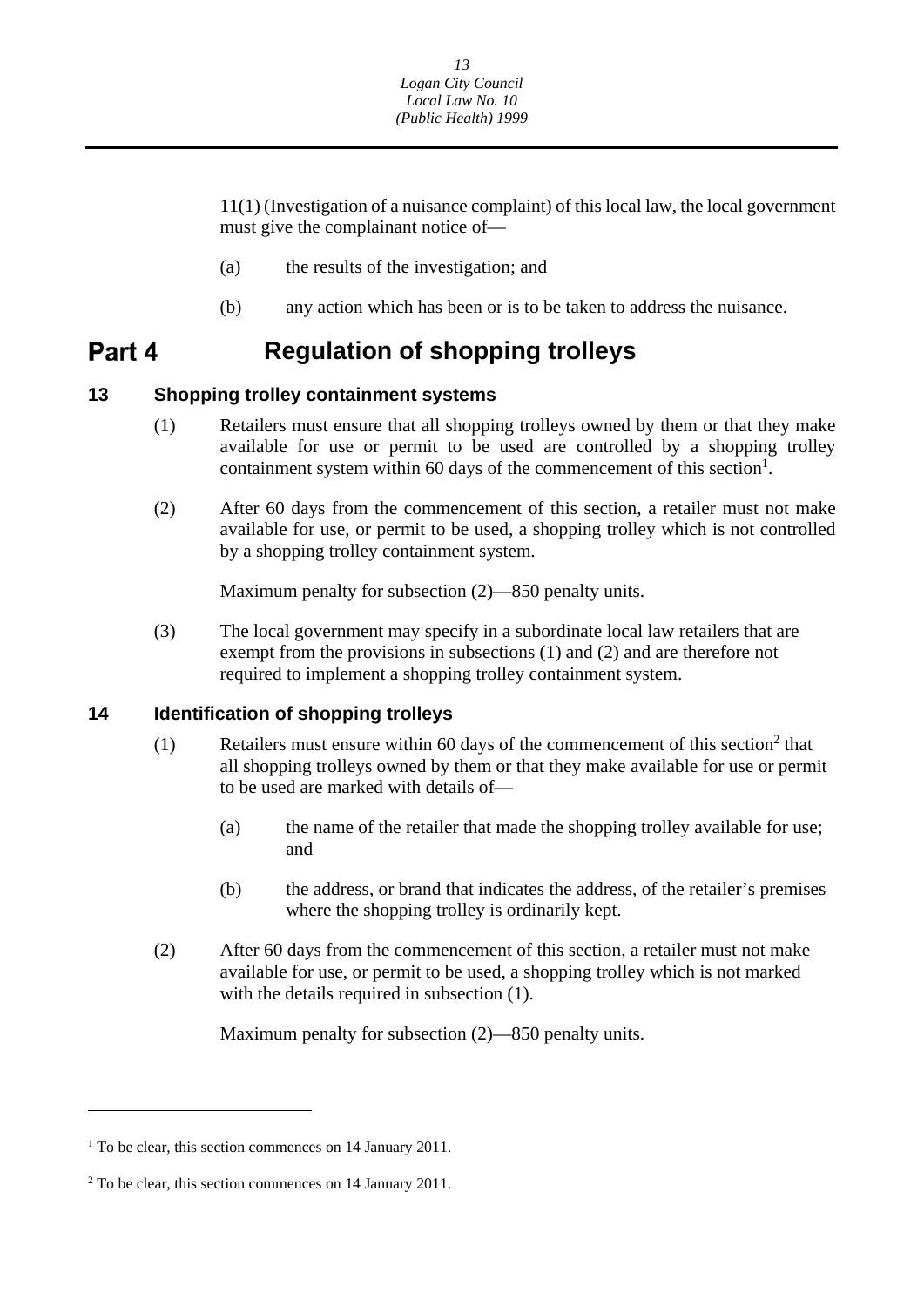11(1) (Investigation of a nuisance complaint) of this local law, the local government must give the complainant notice of—

(a) the results of the investigation; and

(b) any action which has been or is to be taken to address the nuisance.

# Part 4 Regulation of shopping trolleys

## 13 Shopping trolley containment systems

(1) Retailers must ensure that all shopping trolleys owned by them or that they make available for use or permit to be used are controlled by a shopping trolley containment system within 60 days of the commencement of this section[1].

(2) After 60 days from the commencement of this section, a retailer must not make available for use, or permit to be used, a shopping trolley which is not controlled by a shopping trolley containment system.

Maximum penalty for subsection (2)—850 penalty units.

(3) The local government may specify in a subordinate local law retailers that are exempt from the provisions in subsections (1) and (2) and are therefore not required to implement a shopping trolley containment system.

## 14 Identification of shopping trolleys

(1) Retailers must ensure within 60 days of the commencement of this section[2] that all shopping trolleys owned by them or that they make available for use or permit to be used are marked with details of—

(a) the name of the retailer that made the shopping trolley available for use; and

(b) the address, or brand that indicates the address, of the retailer's premises where the shopping trolley is ordinarily kept.

(2) After 60 days from the commencement of this section, a retailer must not make available for use, or permit to be used, a shopping trolley which is not marked with the details required in subsection (1).

Maximum penalty for subsection (2)—850 penalty units.

---

[1] To be clear, this section commences on 14 January 2011.

[2] To be clear, this section commences on 14 January 2011.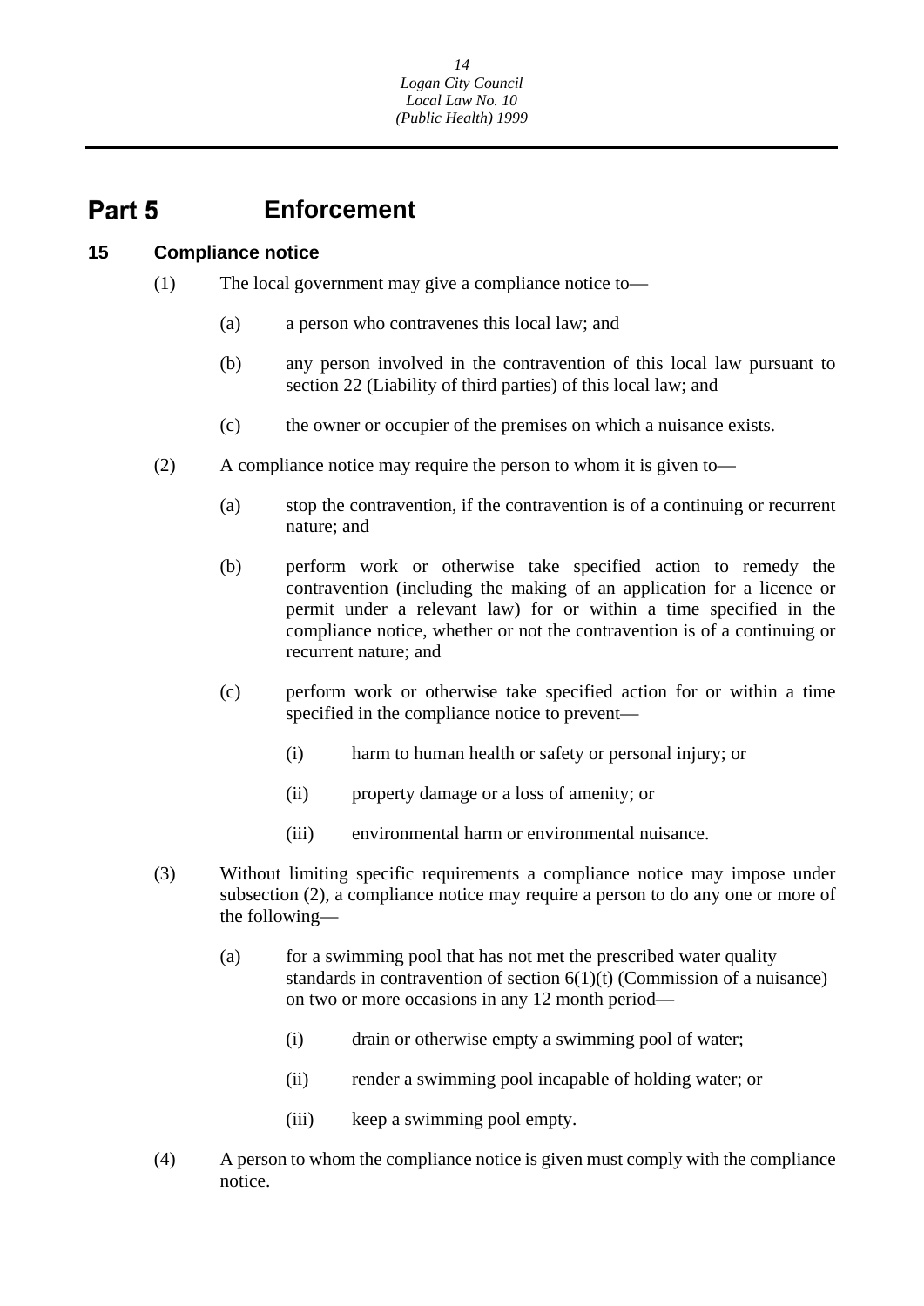# Part 5 Enforcement

## 15 Compliance notice

(1) The local government may give a compliance notice to—

(a) a person who contravenes this local law; and

(b) any person involved in the contravention of this local law pursuant to section 22 (Liability of third parties) of this local law; and

(c) the owner or occupier of the premises on which a nuisance exists.

(2) A compliance notice may require the person to whom it is given to—

(a) stop the contravention, if the contravention is of a continuing or recurrent nature; and

(b) perform work or otherwise take specified action to remedy the contravention (including the making of an application for a licence or permit under a relevant law) for or within a time specified in the compliance notice, whether or not the contravention is of a continuing or recurrent nature; and

(c) perform work or otherwise take specified action for or within a time specified in the compliance notice to prevent—

(i) harm to human health or safety or personal injury; or

(ii) property damage or a loss of amenity; or

(iii) environmental harm or environmental nuisance.

(3) Without limiting specific requirements a compliance notice may impose under subsection (2), a compliance notice may require a person to do any one or more of the following—

(a) for a swimming pool that has not met the prescribed water quality standards in contravention of section 6(1)(t) (Commission of a nuisance) on two or more occasions in any 12 month period—

(i) drain or otherwise empty a swimming pool of water;

(ii) render a swimming pool incapable of holding water; or

(iii) keep a swimming pool empty.

(4) A person to whom the compliance notice is given must comply with the compliance notice.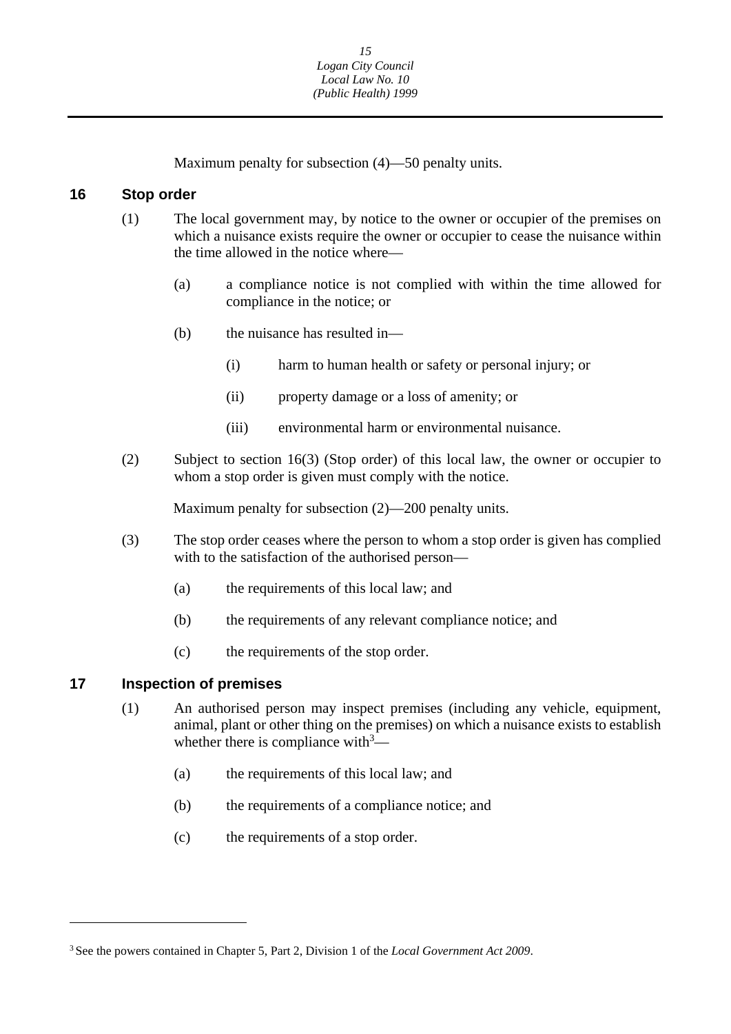Maximum penalty for subsection (4)—50 penalty units.

## 16 Stop order

(1) The local government may, by notice to the owner or occupier of the premises on which a nuisance exists require the owner or occupier to cease the nuisance within the time allowed in the notice where—

(a) a compliance notice is not complied with within the time allowed for compliance in the notice; or

(b) the nuisance has resulted in—

(i) harm to human health or safety or personal injury; or

(ii) property damage or a loss of amenity; or

(iii) environmental harm or environmental nuisance.

(2) Subject to section 16(3) (Stop order) of this local law, the owner or occupier to whom a stop order is given must comply with the notice.

Maximum penalty for subsection (2)—200 penalty units.

(3) The stop order ceases where the person to whom a stop order is given has complied with to the satisfaction of the authorised person—

(a) the requirements of this local law; and

(b) the requirements of any relevant compliance notice; and

(c) the requirements of the stop order.

## 17 Inspection of premises

(1) An authorised person may inspect premises (including any vehicle, equipment, animal, plant or other thing on the premises) on which a nuisance exists to establish whether there is compliance with[3]—

(a) the requirements of this local law; and

(b) the requirements of a compliance notice; and

(c) the requirements of a stop order.

---

[3] See the powers contained in Chapter 5, Part 2, Division 1 of the *Local Government Act 2009*.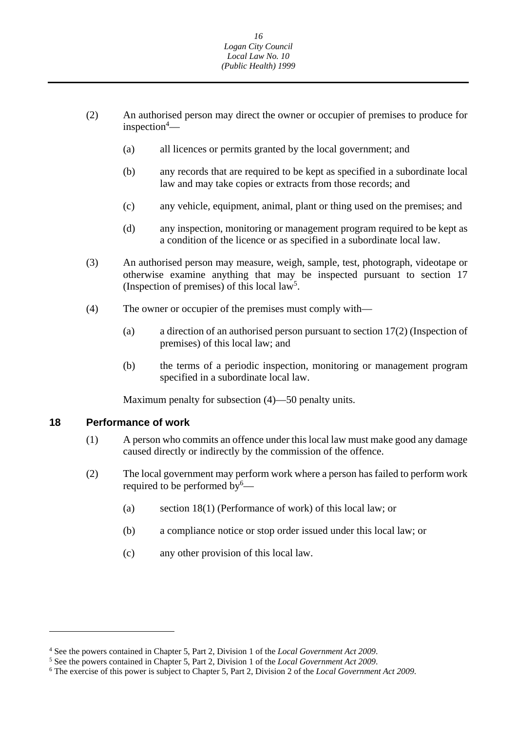(2) An authorised person may direct the owner or occupier of premises to produce for inspection[4]—

(a) all licences or permits granted by the local government; and

(b) any records that are required to be kept as specified in a subordinate local law and may take copies or extracts from those records; and

(c) any vehicle, equipment, animal, plant or thing used on the premises; and

(d) any inspection, monitoring or management program required to be kept as a condition of the licence or as specified in a subordinate local law.

(3) An authorised person may measure, weigh, sample, test, photograph, videotape or otherwise examine anything that may be inspected pursuant to section 17 (Inspection of premises) of this local law[5].

(4) The owner or occupier of the premises must comply with—

(a) a direction of an authorised person pursuant to section 17(2) (Inspection of premises) of this local law; and

(b) the terms of a periodic inspection, monitoring or management program specified in a subordinate local law.

Maximum penalty for subsection (4)—50 penalty units.

## 18 Performance of work

(1) A person who commits an offence under this local law must make good any damage caused directly or indirectly by the commission of the offence.

(2) The local government may perform work where a person has failed to perform work required to be performed by[6]—

(a) section 18(1) (Performance of work) of this local law; or

(b) a compliance notice or stop order issued under this local law; or

(c) any other provision of this local law.

---

[4] See the powers contained in Chapter 5, Part 2, Division 1 of the *Local Government Act 2009*.

[5] See the powers contained in Chapter 5, Part 2, Division 1 of the *Local Government Act 2009*.

[6] The exercise of this power is subject to Chapter 5, Part 2, Division 2 of the *Local Government Act 2009*.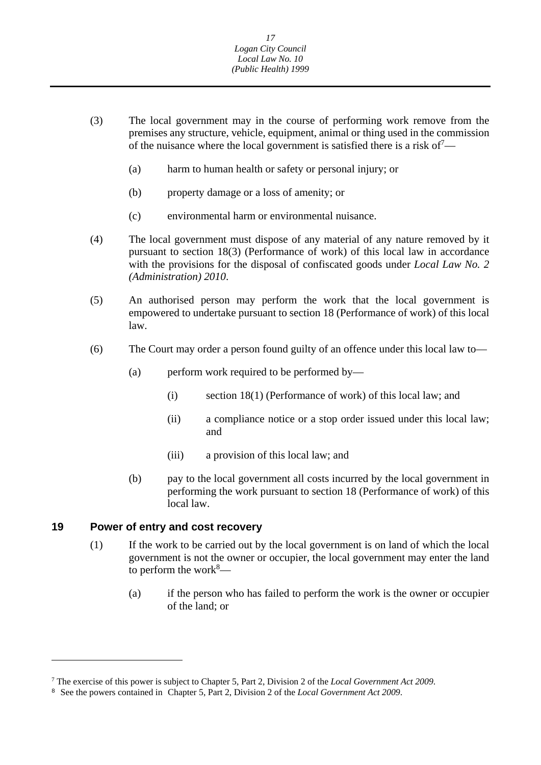(3) The local government may in the course of performing work remove from the premises any structure, vehicle, equipment, animal or thing used in the commission of the nuisance where the local government is satisfied there is a risk of[7]—

   (a) harm to human health or safety or personal injury; or

   (b) property damage or a loss of amenity; or

   (c) environmental harm or environmental nuisance.

(4) The local government must dispose of any material of any nature removed by it pursuant to section 18(3) (Performance of work) of this local law in accordance with the provisions for the disposal of confiscated goods under *Local Law No. 2 (Administration) 2010*.

(5) An authorised person may perform the work that the local government is empowered to undertake pursuant to section 18 (Performance of work) of this local law.

(6) The Court may order a person found guilty of an offence under this local law to—

   (a) perform work required to be performed by—

      (i) section 18(1) (Performance of work) of this local law; and

      (ii) a compliance notice or a stop order issued under this local law; and

      (iii) a provision of this local law; and

   (b) pay to the local government all costs incurred by the local government in performing the work pursuant to section 18 (Performance of work) of this local law.

## 19 Power of entry and cost recovery

(1) If the work to be carried out by the local government is on land of which the local government is not the owner or occupier, the local government may enter the land to perform the work[8]—

   (a) if the person who has failed to perform the work is the owner or occupier of the land; or

---

[7] The exercise of this power is subject to Chapter 5, Part 2, Division 2 of the *Local Government Act 2009*.

[8] See the powers contained in Chapter 5, Part 2, Division 2 of the *Local Government Act 2009*.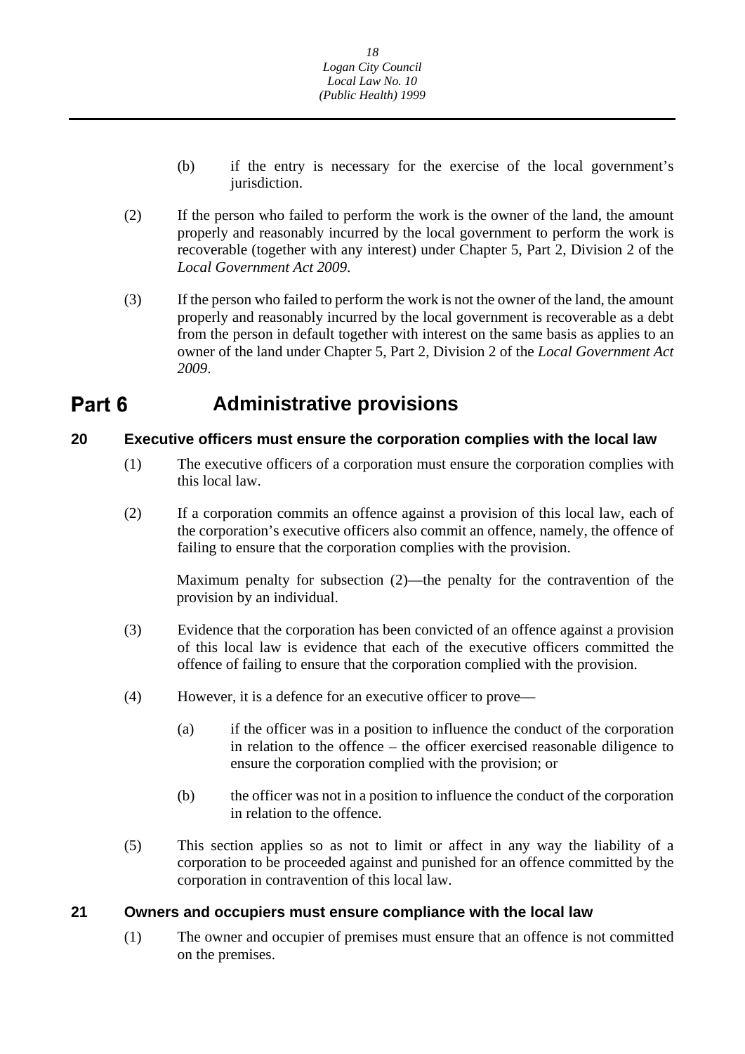(b) if the entry is necessary for the exercise of the local government's jurisdiction.

(2) If the person who failed to perform the work is the owner of the land, the amount properly and reasonably incurred by the local government to perform the work is recoverable (together with any interest) under Chapter 5, Part 2, Division 2 of the *Local Government Act 2009*.

(3) If the person who failed to perform the work is not the owner of the land, the amount properly and reasonably incurred by the local government is recoverable as a debt from the person in default together with interest on the same basis as applies to an owner of the land under Chapter 5, Part 2, Division 2 of the *Local Government Act 2009*.

# Part 6 Administrative provisions

## 20 Executive officers must ensure the corporation complies with the local law

(1) The executive officers of a corporation must ensure the corporation complies with this local law.

(2) If a corporation commits an offence against a provision of this local law, each of the corporation's executive officers also commit an offence, namely, the offence of failing to ensure that the corporation complies with the provision.

Maximum penalty for subsection (2)—the penalty for the contravention of the provision by an individual.

(3) Evidence that the corporation has been convicted of an offence against a provision of this local law is evidence that each of the executive officers committed the offence of failing to ensure that the corporation complied with the provision.

(4) However, it is a defence for an executive officer to prove—

(a) if the officer was in a position to influence the conduct of the corporation in relation to the offence – the officer exercised reasonable diligence to ensure the corporation complied with the provision; or

(b) the officer was not in a position to influence the conduct of the corporation in relation to the offence.

(5) This section applies so as not to limit or affect in any way the liability of a corporation to be proceeded against and punished for an offence committed by the corporation in contravention of this local law.

## 21 Owners and occupiers must ensure compliance with the local law

(1) The owner and occupier of premises must ensure that an offence is not committed on the premises.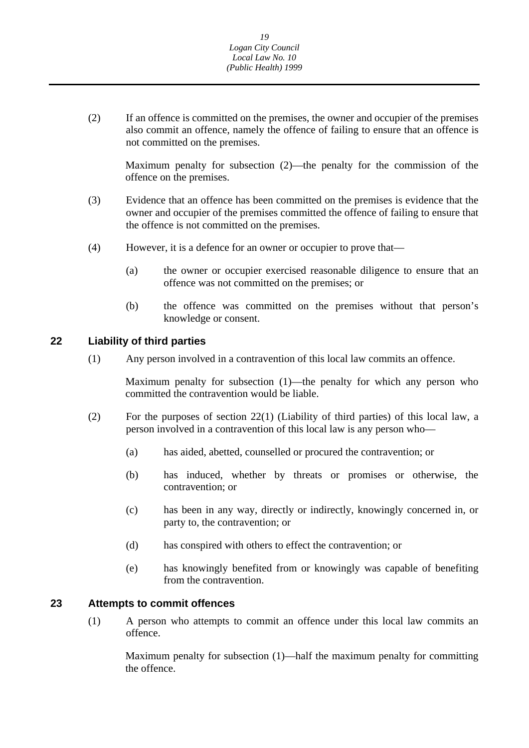(2) If an offence is committed on the premises, the owner and occupier of the premises also commit an offence, namely the offence of failing to ensure that an offence is not committed on the premises.

Maximum penalty for subsection (2)—the penalty for the commission of the offence on the premises.

(3) Evidence that an offence has been committed on the premises is evidence that the owner and occupier of the premises committed the offence of failing to ensure that the offence is not committed on the premises.

(4) However, it is a defence for an owner or occupier to prove that—

(a) the owner or occupier exercised reasonable diligence to ensure that an offence was not committed on the premises; or

(b) the offence was committed on the premises without that person's knowledge or consent.

### 22 Liability of third parties

(1) Any person involved in a contravention of this local law commits an offence.

Maximum penalty for subsection (1)—the penalty for which any person who committed the contravention would be liable.

(2) For the purposes of section 22(1) (Liability of third parties) of this local law, a person involved in a contravention of this local law is any person who—

(a) has aided, abetted, counselled or procured the contravention; or

(b) has induced, whether by threats or promises or otherwise, the contravention; or

(c) has been in any way, directly or indirectly, knowingly concerned in, or party to, the contravention; or

(d) has conspired with others to effect the contravention; or

(e) has knowingly benefited from or knowingly was capable of benefiting from the contravention.

### 23 Attempts to commit offences

(1) A person who attempts to commit an offence under this local law commits an offence.

Maximum penalty for subsection (1)—half the maximum penalty for committing the offence.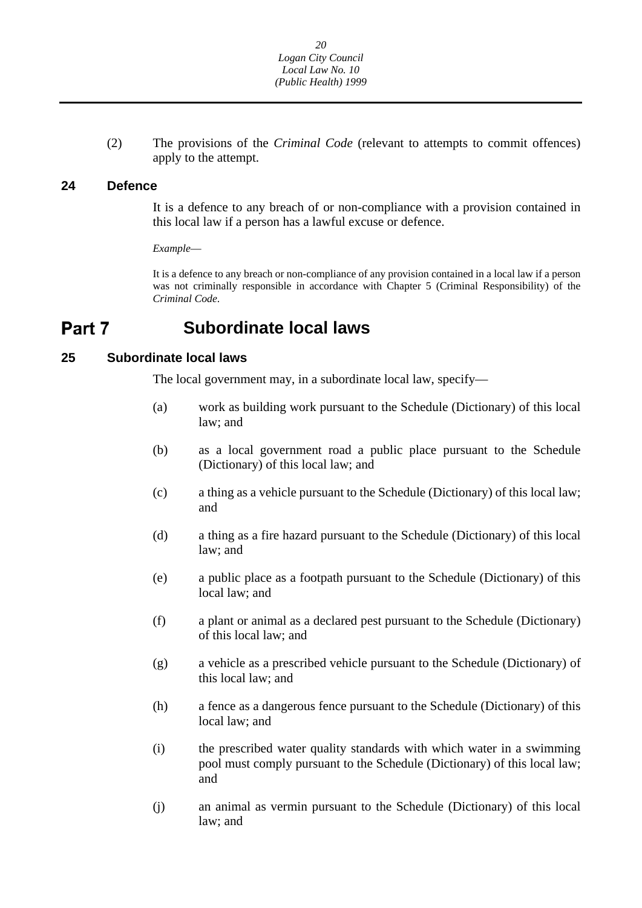(2) The provisions of the *Criminal Code* (relevant to attempts to commit offences) apply to the attempt.

### 24 Defence

It is a defence to any breach of or non-compliance with a provision contained in this local law if a person has a lawful excuse or defence.

*Example*—

It is a defence to any breach or non-compliance of any provision contained in a local law if a person was not criminally responsible in accordance with Chapter 5 (Criminal Responsibility) of the *Criminal Code*.

## Part 7 Subordinate local laws

### 25 Subordinate local laws

The local government may, in a subordinate local law, specify—

(a) work as building work pursuant to the Schedule (Dictionary) of this local law; and

(b) as a local government road a public place pursuant to the Schedule (Dictionary) of this local law; and

(c) a thing as a vehicle pursuant to the Schedule (Dictionary) of this local law; and

(d) a thing as a fire hazard pursuant to the Schedule (Dictionary) of this local law; and

(e) a public place as a footpath pursuant to the Schedule (Dictionary) of this local law; and

(f) a plant or animal as a declared pest pursuant to the Schedule (Dictionary) of this local law; and

(g) a vehicle as a prescribed vehicle pursuant to the Schedule (Dictionary) of this local law; and

(h) a fence as a dangerous fence pursuant to the Schedule (Dictionary) of this local law; and

(i) the prescribed water quality standards with which water in a swimming pool must comply pursuant to the Schedule (Dictionary) of this local law; and

(j) an animal as vermin pursuant to the Schedule (Dictionary) of this local law; and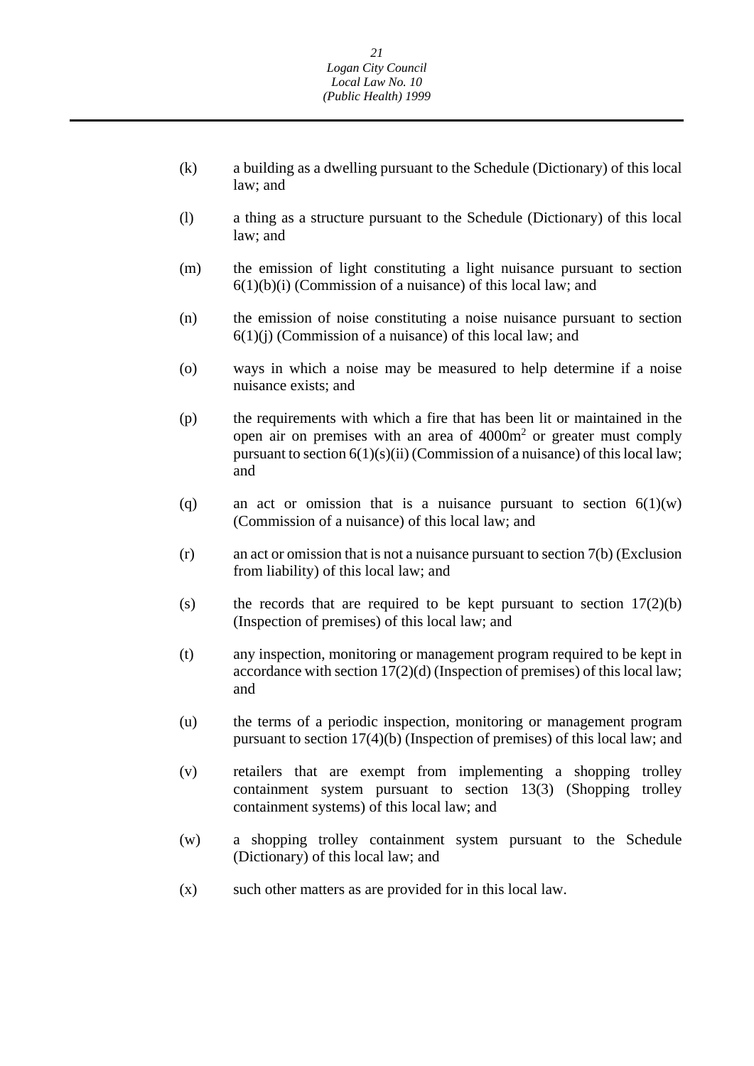(k) a building as a dwelling pursuant to the Schedule (Dictionary) of this local law; and

(l) a thing as a structure pursuant to the Schedule (Dictionary) of this local law; and

(m) the emission of light constituting a light nuisance pursuant to section 6(1)(b)(i) (Commission of a nuisance) of this local law; and

(n) the emission of noise constituting a noise nuisance pursuant to section 6(1)(j) (Commission of a nuisance) of this local law; and

(o) ways in which a noise may be measured to help determine if a noise nuisance exists; and

(p) the requirements with which a fire that has been lit or maintained in the open air on premises with an area of $4000m^2$ or greater must comply pursuant to section 6(1)(s)(ii) (Commission of a nuisance) of this local law; and

(q) an act or omission that is a nuisance pursuant to section 6(1)(w) (Commission of a nuisance) of this local law; and

(r) an act or omission that is not a nuisance pursuant to section 7(b) (Exclusion from liability) of this local law; and

(s) the records that are required to be kept pursuant to section 17(2)(b) (Inspection of premises) of this local law; and

(t) any inspection, monitoring or management program required to be kept in accordance with section 17(2)(d) (Inspection of premises) of this local law; and

(u) the terms of a periodic inspection, monitoring or management program pursuant to section 17(4)(b) (Inspection of premises) of this local law; and

(v) retailers that are exempt from implementing a shopping trolley containment system pursuant to section 13(3) (Shopping trolley containment systems) of this local law; and

(w) a shopping trolley containment system pursuant to the Schedule (Dictionary) of this local law; and

(x) such other matters as are provided for in this local law.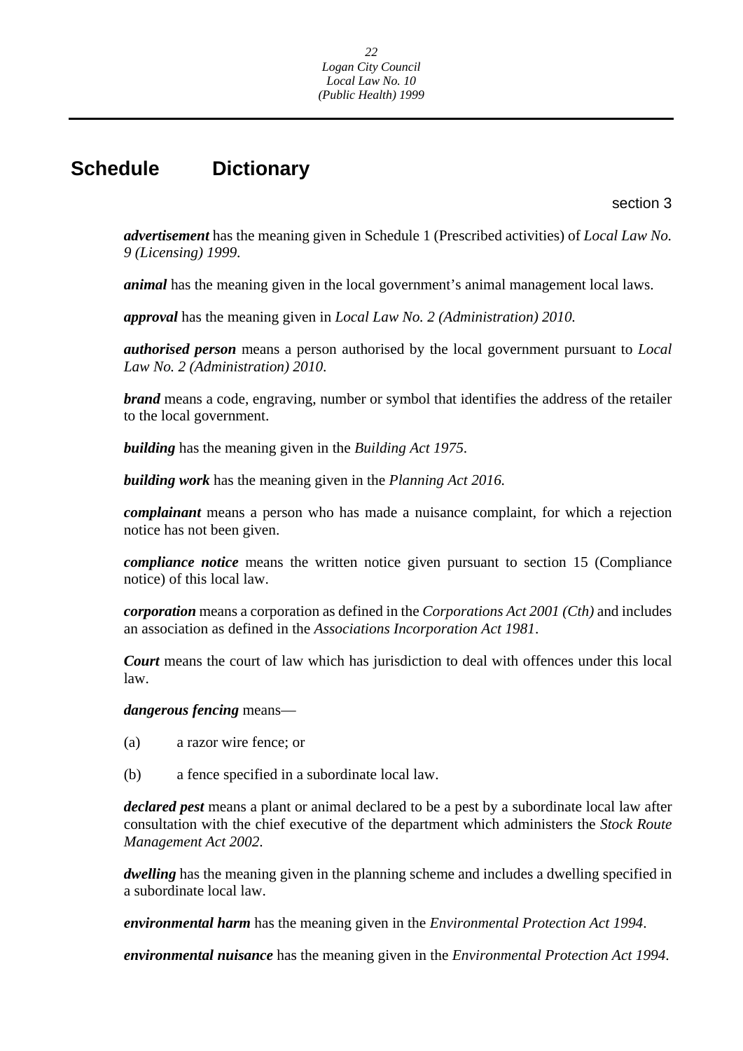# Schedule Dictionary

section 3

***advertisement*** has the meaning given in Schedule 1 (Prescribed activities) of *Local Law No. 9 (Licensing) 1999*.

***animal*** has the meaning given in the local government's animal management local laws.

***approval*** has the meaning given in *Local Law No. 2 (Administration) 2010.*

***authorised person*** means a person authorised by the local government pursuant to *Local Law No. 2 (Administration) 2010*.

***brand*** means a code, engraving, number or symbol that identifies the address of the retailer to the local government.

***building*** has the meaning given in the *Building Act 1975*.

***building work*** has the meaning given in the *Planning Act 2016.*

***complainant*** means a person who has made a nuisance complaint, for which a rejection notice has not been given.

***compliance notice*** means the written notice given pursuant to section 15 (Compliance notice) of this local law.

***corporation*** means a corporation as defined in the *Corporations Act 2001 (Cth)* and includes an association as defined in the *Associations Incorporation Act 1981*.

***Court*** means the court of law which has jurisdiction to deal with offences under this local law.

***dangerous fencing*** means—

(a) a razor wire fence; or

(b) a fence specified in a subordinate local law.

***declared pest*** means a plant or animal declared to be a pest by a subordinate local law after consultation with the chief executive of the department which administers the *Stock Route Management Act 2002*.

***dwelling*** has the meaning given in the planning scheme and includes a dwelling specified in a subordinate local law.

***environmental harm*** has the meaning given in the *Environmental Protection Act 1994*.

***environmental nuisance*** has the meaning given in the *Environmental Protection Act 1994*.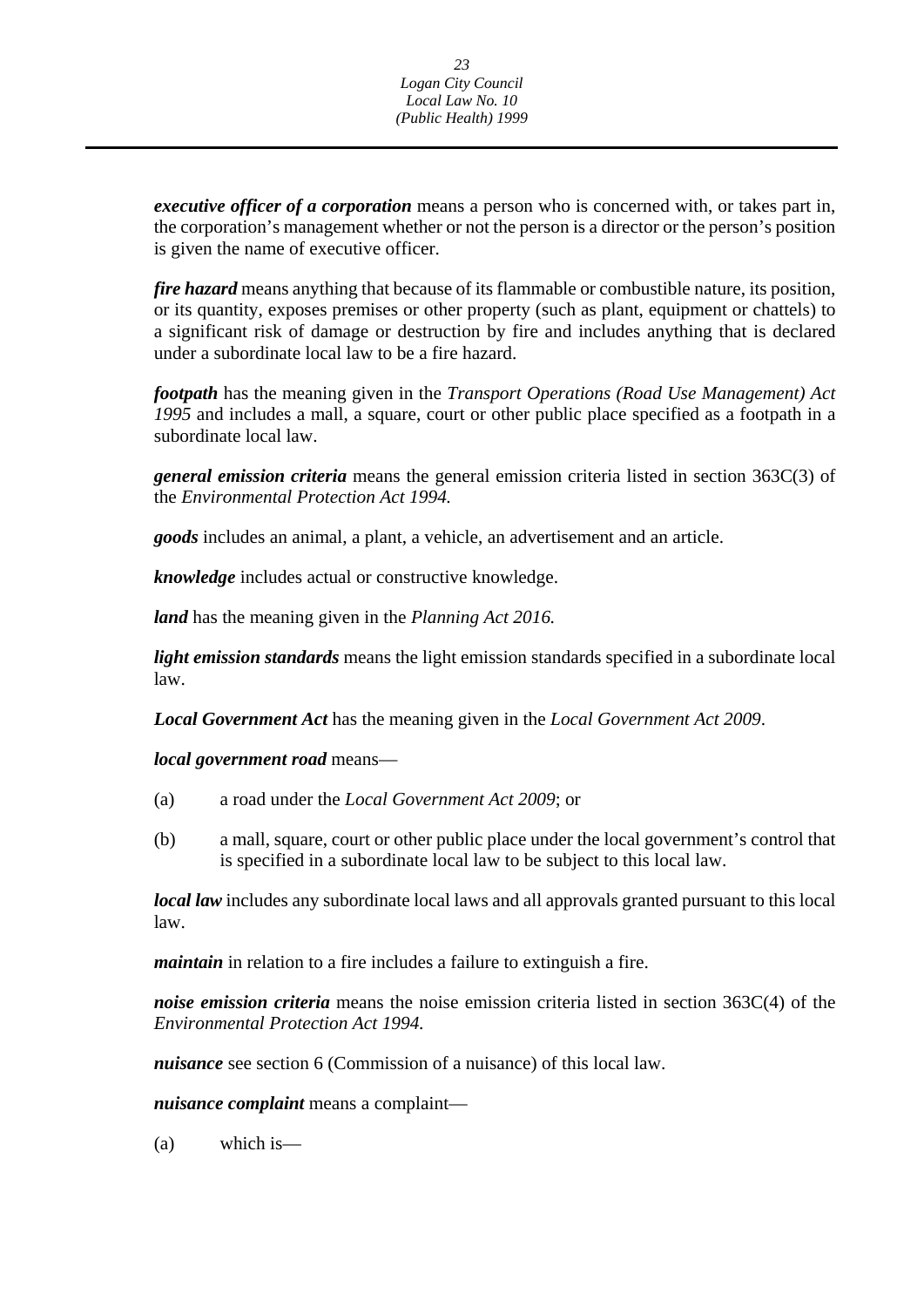***executive officer of a corporation*** means a person who is concerned with, or takes part in, the corporation's management whether or not the person is a director or the person's position is given the name of executive officer.

***fire hazard*** means anything that because of its flammable or combustible nature, its position, or its quantity, exposes premises or other property (such as plant, equipment or chattels) to a significant risk of damage or destruction by fire and includes anything that is declared under a subordinate local law to be a fire hazard.

***footpath*** has the meaning given in the *Transport Operations (Road Use Management) Act 1995* and includes a mall, a square, court or other public place specified as a footpath in a subordinate local law.

***general emission criteria*** means the general emission criteria listed in section 363C(3) of the *Environmental Protection Act 1994.*

***goods*** includes an animal, a plant, a vehicle, an advertisement and an article.

***knowledge*** includes actual or constructive knowledge.

***land*** has the meaning given in the *Planning Act 2016.*

***light emission standards*** means the light emission standards specified in a subordinate local law.

***Local Government Act*** has the meaning given in the *Local Government Act 2009*.

***local government road*** means—

(a) a road under the *Local Government Act 2009*; or

(b) a mall, square, court or other public place under the local government's control that is specified in a subordinate local law to be subject to this local law.

***local law*** includes any subordinate local laws and all approvals granted pursuant to this local law.

***maintain*** in relation to a fire includes a failure to extinguish a fire.

***noise emission criteria*** means the noise emission criteria listed in section 363C(4) of the *Environmental Protection Act 1994.*

***nuisance*** see section 6 (Commission of a nuisance) of this local law.

***nuisance complaint*** means a complaint—

(a) which is—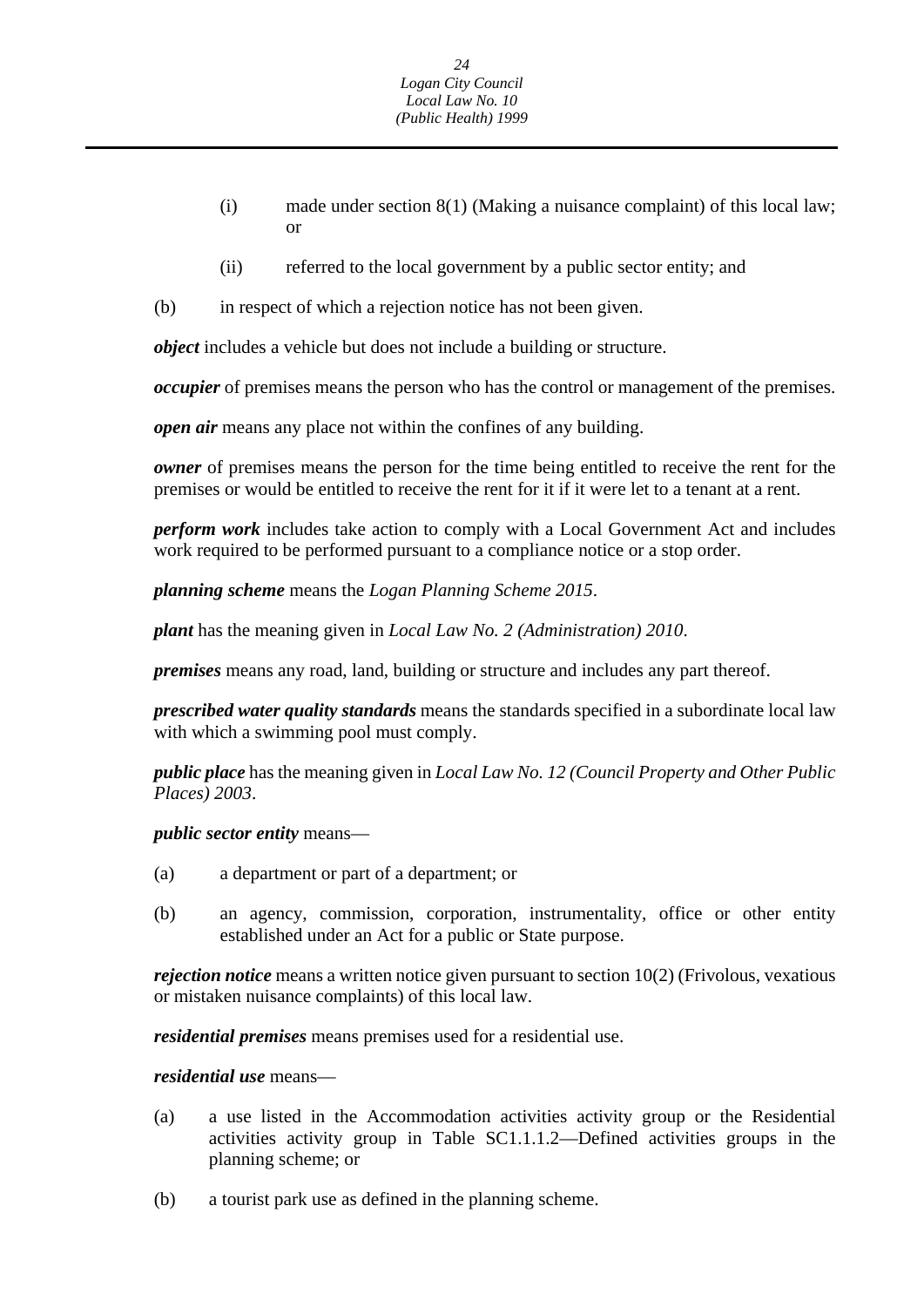(i) made under section 8(1) (Making a nuisance complaint) of this local law; or

(ii) referred to the local government by a public sector entity; and

(b) in respect of which a rejection notice has not been given.

***object*** includes a vehicle but does not include a building or structure.

***occupier*** of premises means the person who has the control or management of the premises.

***open air*** means any place not within the confines of any building.

***owner*** of premises means the person for the time being entitled to receive the rent for the premises or would be entitled to receive the rent for it if it were let to a tenant at a rent.

***perform work*** includes take action to comply with a Local Government Act and includes work required to be performed pursuant to a compliance notice or a stop order.

***planning scheme*** means the *Logan Planning Scheme 2015*.

***plant*** has the meaning given in *Local Law No. 2 (Administration) 2010*.

***premises*** means any road, land, building or structure and includes any part thereof.

***prescribed water quality standards*** means the standards specified in a subordinate local law with which a swimming pool must comply.

***public place*** has the meaning given in *Local Law No. 12 (Council Property and Other Public Places) 2003*.

***public sector entity*** means—

(a) a department or part of a department; or

(b) an agency, commission, corporation, instrumentality, office or other entity established under an Act for a public or State purpose.

***rejection notice*** means a written notice given pursuant to section 10(2) (Frivolous, vexatious or mistaken nuisance complaints) of this local law.

***residential premises*** means premises used for a residential use.

***residential use*** means—

(a) a use listed in the Accommodation activities activity group or the Residential activities activity group in Table SC1.1.1.2—Defined activities groups in the planning scheme; or

(b) a tourist park use as defined in the planning scheme.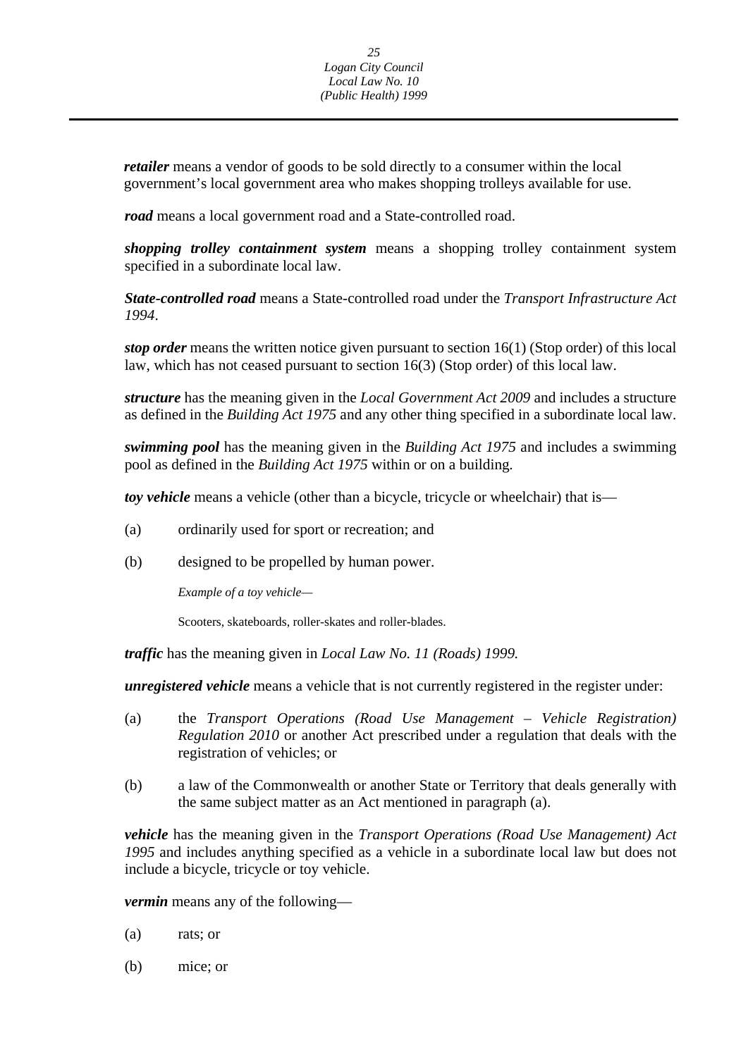***retailer*** means a vendor of goods to be sold directly to a consumer within the local government's local government area who makes shopping trolleys available for use.

***road*** means a local government road and a State-controlled road.

***shopping trolley containment system*** means a shopping trolley containment system specified in a subordinate local law.

***State-controlled road*** means a State-controlled road under the *Transport Infrastructure Act 1994*.

***stop order*** means the written notice given pursuant to section 16(1) (Stop order) of this local law, which has not ceased pursuant to section 16(3) (Stop order) of this local law.

***structure*** has the meaning given in the *Local Government Act 2009* and includes a structure as defined in the *Building Act 1975* and any other thing specified in a subordinate local law.

***swimming pool*** has the meaning given in the *Building Act 1975* and includes a swimming pool as defined in the *Building Act 1975* within or on a building.

***toy vehicle*** means a vehicle (other than a bicycle, tricycle or wheelchair) that is—

(a) ordinarily used for sport or recreation; and

(b) designed to be propelled by human power.

*Example of a toy vehicle*—

Scooters, skateboards, roller-skates and roller-blades.

***traffic*** has the meaning given in *Local Law No. 11 (Roads) 1999.*

***unregistered vehicle*** means a vehicle that is not currently registered in the register under:

(a) the *Transport Operations (Road Use Management – Vehicle Registration) Regulation 2010* or another Act prescribed under a regulation that deals with the registration of vehicles; or

(b) a law of the Commonwealth or another State or Territory that deals generally with the same subject matter as an Act mentioned in paragraph (a).

***vehicle*** has the meaning given in the *Transport Operations (Road Use Management) Act 1995* and includes anything specified as a vehicle in a subordinate local law but does not include a bicycle, tricycle or toy vehicle.

***vermin*** means any of the following—

(a) rats; or

(b) mice; or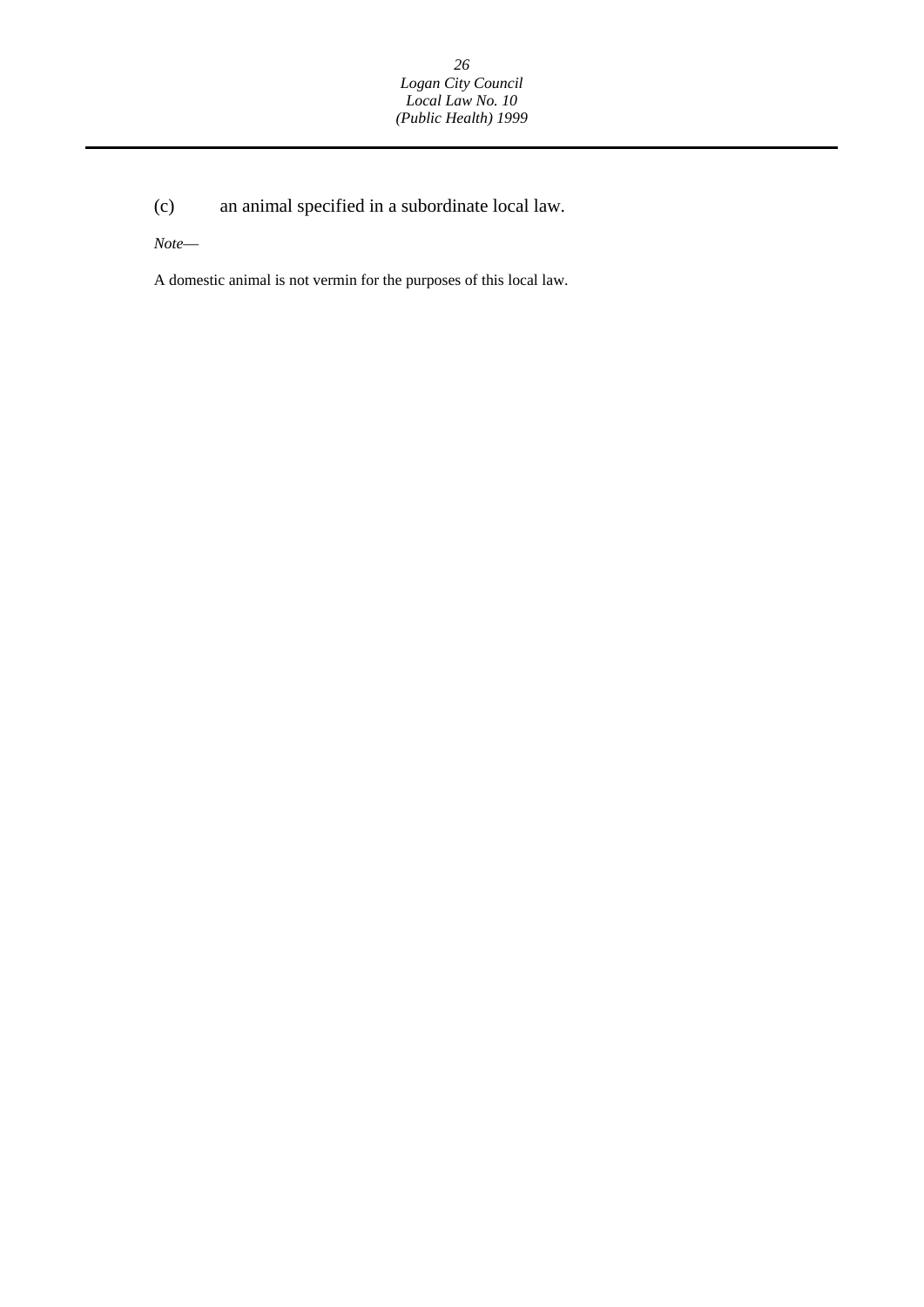(c) an animal specified in a subordinate local law.

*Note*—

A domestic animal is not vermin for the purposes of this local law.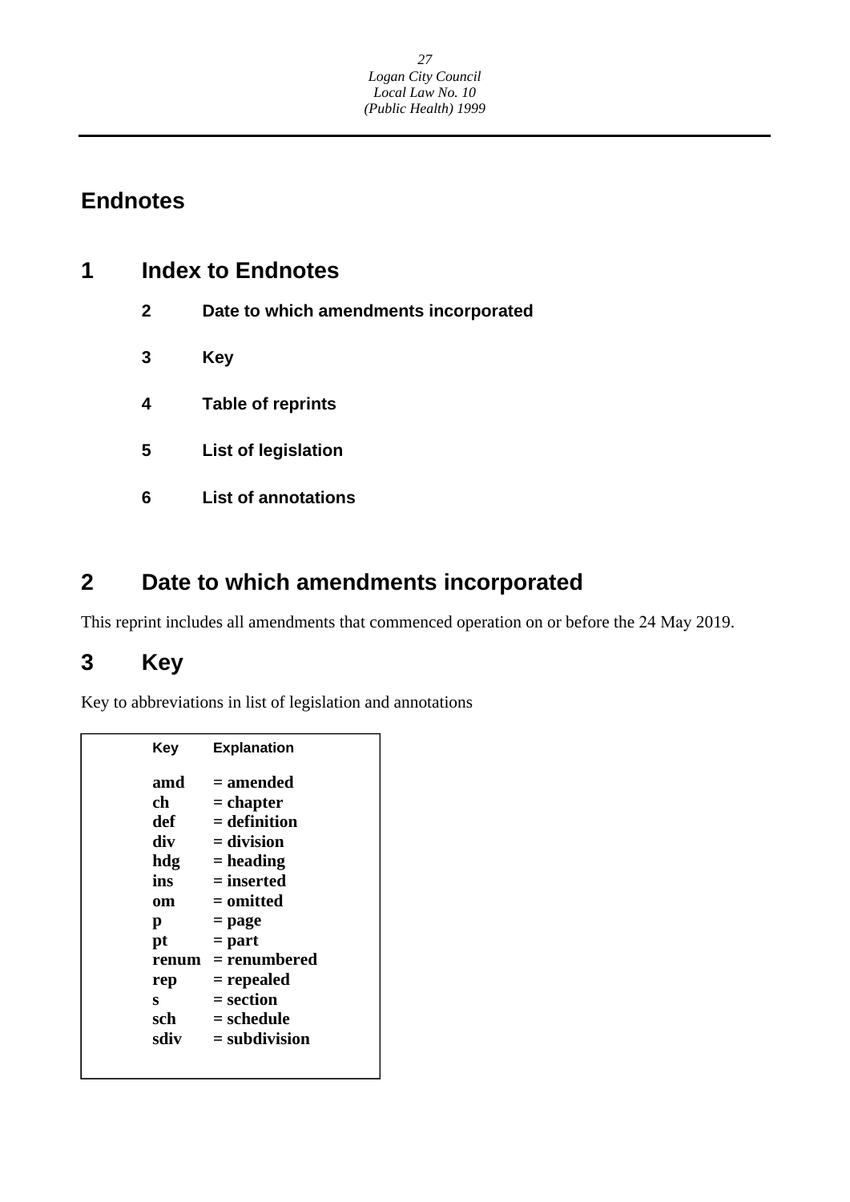# Endnotes

## 1 Index to Endnotes

- **2 Date to which amendments incorporated**
- **3 Key**
- **4 Table of reprints**
- **5 List of legislation**
- **6 List of annotations**

## 2 Date to which amendments incorporated

This reprint includes all amendments that commenced operation on or before the 24 May 2019.

## 3 Key

Key to abbreviations in list of legislation and annotations

| Key | Explanation |
|---|---|
| **amd** | **= amended** |
| **ch** | **= chapter** |
| **def** | **= definition** |
| **div** | **= division** |
| **hdg** | **= heading** |
| **ins** | **= inserted** |
| **om** | **= omitted** |
| **p** | **= page** |
| **pt** | **= part** |
| **renum** | **= renumbered** |
| **rep** | **= repealed** |
| **s** | **= section** |
| **sch** | **= schedule** |
| **sdiv** | **= subdivision** |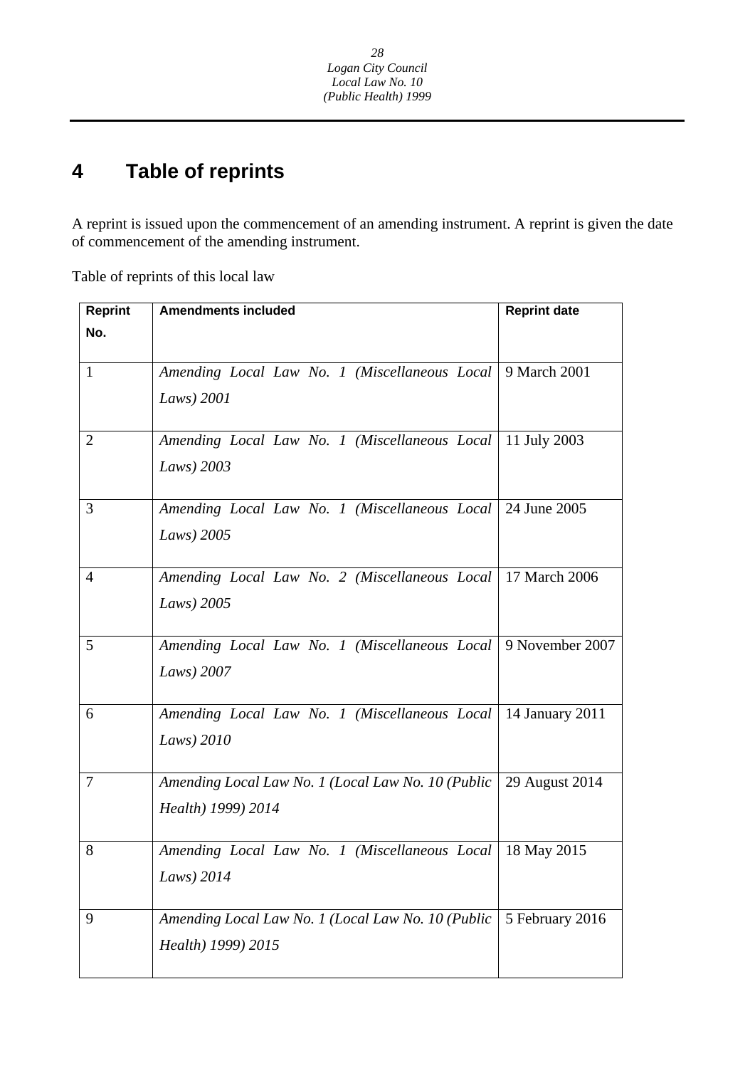# 4 Table of reprints

A reprint is issued upon the commencement of an amending instrument. A reprint is given the date of commencement of the amending instrument.

Table of reprints of this local law

| Reprint No. | Amendments included | Reprint date |
|---|---|---|
| 1 | *Amending Local Law No. 1 (Miscellaneous Local Laws) 2001* | 9 March 2001 |
| 2 | *Amending Local Law No. 1 (Miscellaneous Local Laws) 2003* | 11 July 2003 |
| 3 | *Amending Local Law No. 1 (Miscellaneous Local Laws) 2005* | 24 June 2005 |
| 4 | *Amending Local Law No. 2 (Miscellaneous Local Laws) 2005* | 17 March 2006 |
| 5 | *Amending Local Law No. 1 (Miscellaneous Local Laws) 2007* | 9 November 2007 |
| 6 | *Amending Local Law No. 1 (Miscellaneous Local Laws) 2010* | 14 January 2011 |
| 7 | *Amending Local Law No. 1 (Local Law No. 10 (Public Health) 1999) 2014* | 29 August 2014 |
| 8 | *Amending Local Law No. 1 (Miscellaneous Local Laws) 2014* | 18 May 2015 |
| 9 | *Amending Local Law No. 1 (Local Law No. 10 (Public Health) 1999) 2015* | 5 February 2016 |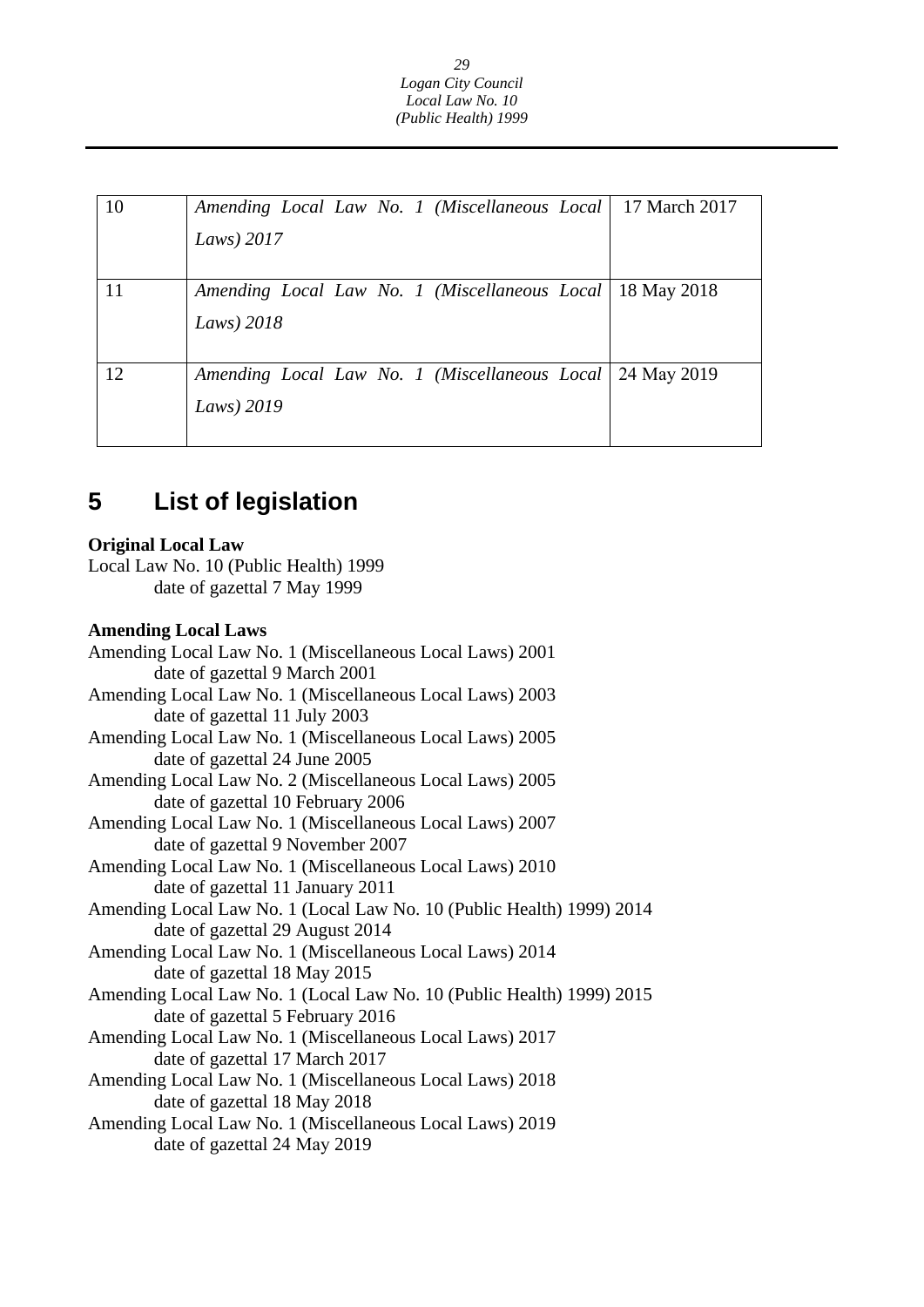| 10 | *Amending Local Law No. 1 (Miscellaneous Local Laws) 2017* | 17 March 2017 |
|---|---|---|
| 11 | *Amending Local Law No. 1 (Miscellaneous Local Laws) 2018* | 18 May 2018 |
| 12 | *Amending Local Law No. 1 (Miscellaneous Local Laws) 2019* | 24 May 2019 |

## 5 List of legislation

**Original Local Law**

Local Law No. 10 (Public Health) 1999
    date of gazettal 7 May 1999

**Amending Local Laws**

Amending Local Law No. 1 (Miscellaneous Local Laws) 2001
    date of gazettal 9 March 2001
Amending Local Law No. 1 (Miscellaneous Local Laws) 2003
    date of gazettal 11 July 2003
Amending Local Law No. 1 (Miscellaneous Local Laws) 2005
    date of gazettal 24 June 2005
Amending Local Law No. 2 (Miscellaneous Local Laws) 2005
    date of gazettal 10 February 2006
Amending Local Law No. 1 (Miscellaneous Local Laws) 2007
    date of gazettal 9 November 2007
Amending Local Law No. 1 (Miscellaneous Local Laws) 2010
    date of gazettal 11 January 2011
Amending Local Law No. 1 (Local Law No. 10 (Public Health) 1999) 2014
    date of gazettal 29 August 2014
Amending Local Law No. 1 (Miscellaneous Local Laws) 2014
    date of gazettal 18 May 2015
Amending Local Law No. 1 (Local Law No. 10 (Public Health) 1999) 2015
    date of gazettal 5 February 2016
Amending Local Law No. 1 (Miscellaneous Local Laws) 2017
    date of gazettal 17 March 2017
Amending Local Law No. 1 (Miscellaneous Local Laws) 2018
    date of gazettal 18 May 2018
Amending Local Law No. 1 (Miscellaneous Local Laws) 2019
    date of gazettal 24 May 2019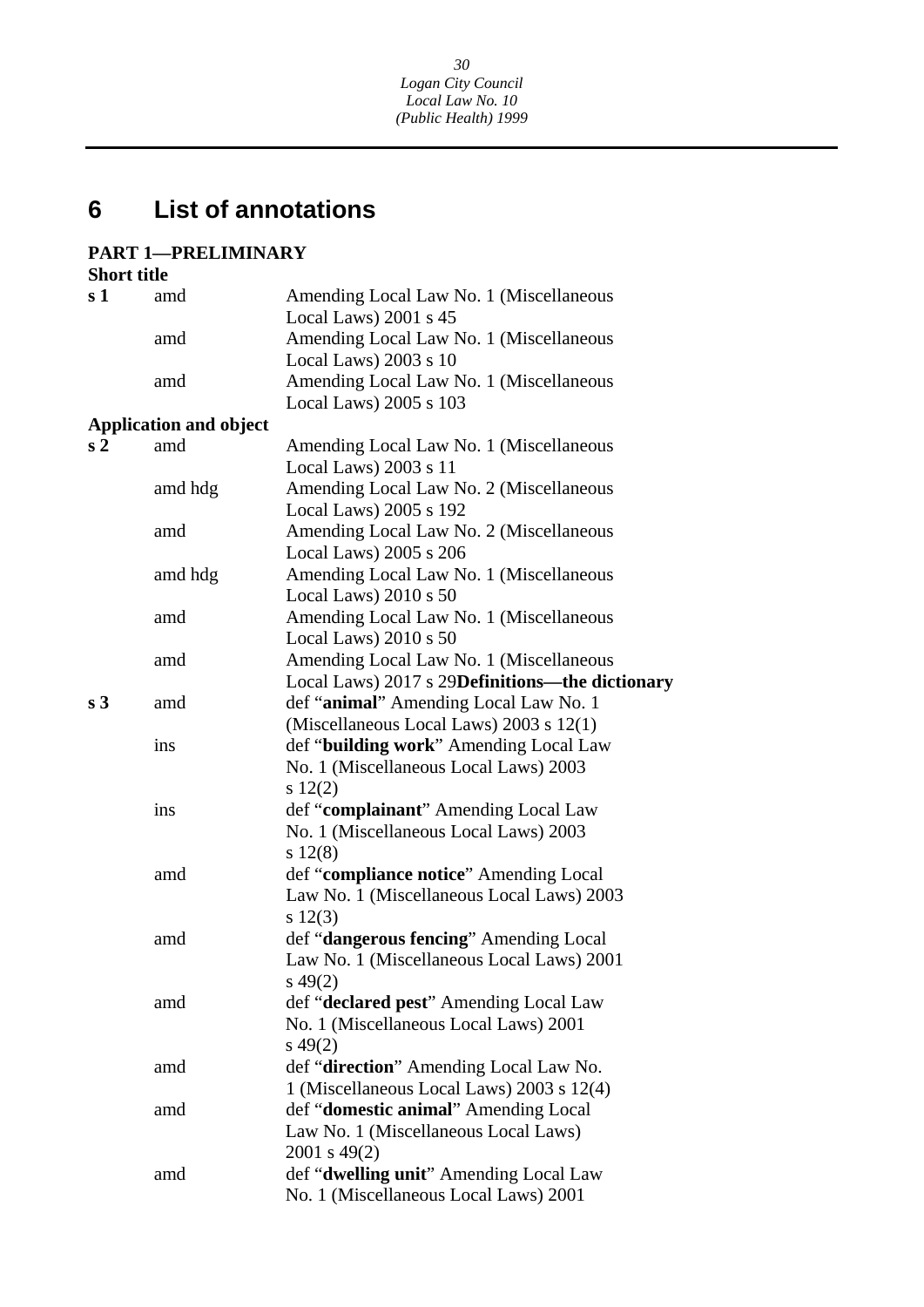# 6 List of annotations

**PART 1—PRELIMINARY**

**Short title**

| | | |
|---|---|---|
| **s 1** | amd | Amending Local Law No. 1 (Miscellaneous Local Laws) 2001 s 45 |
| | amd | Amending Local Law No. 1 (Miscellaneous Local Laws) 2003 s 10 |
| | amd | Amending Local Law No. 1 (Miscellaneous Local Laws) 2005 s 103 |

**Application and object**

| | | |
|---|---|---|
| **s 2** | amd | Amending Local Law No. 1 (Miscellaneous Local Laws) 2003 s 11 |
| | amd hdg | Amending Local Law No. 2 (Miscellaneous Local Laws) 2005 s 192 |
| | amd | Amending Local Law No. 2 (Miscellaneous Local Laws) 2005 s 206 |
| | amd hdg | Amending Local Law No. 1 (Miscellaneous Local Laws) 2010 s 50 |
| | amd | Amending Local Law No. 1 (Miscellaneous Local Laws) 2010 s 50 |
| | amd | Amending Local Law No. 1 (Miscellaneous Local Laws) 2017 s 29 |

**Definitions—the dictionary**

| | | |
|---|---|---|
| **s 3** | amd | def "**animal**" Amending Local Law No. 1 (Miscellaneous Local Laws) 2003 s 12(1) |
| | ins | def "**building work**" Amending Local Law No. 1 (Miscellaneous Local Laws) 2003 s 12(2) |
| | ins | def "**complainant**" Amending Local Law No. 1 (Miscellaneous Local Laws) 2003 s 12(8) |
| | amd | def "**compliance notice**" Amending Local Law No. 1 (Miscellaneous Local Laws) 2003 s 12(3) |
| | amd | def "**dangerous fencing**" Amending Local Law No. 1 (Miscellaneous Local Laws) 2001 s 49(2) |
| | amd | def "**declared pest**" Amending Local Law No. 1 (Miscellaneous Local Laws) 2001 s 49(2) |
| | amd | def "**direction**" Amending Local Law No. 1 (Miscellaneous Local Laws) 2003 s 12(4) |
| | amd | def "**domestic animal**" Amending Local Law No. 1 (Miscellaneous Local Laws) 2001 s 49(2) |
| | amd | def "**dwelling unit**" Amending Local Law No. 1 (Miscellaneous Local Laws) 2001 |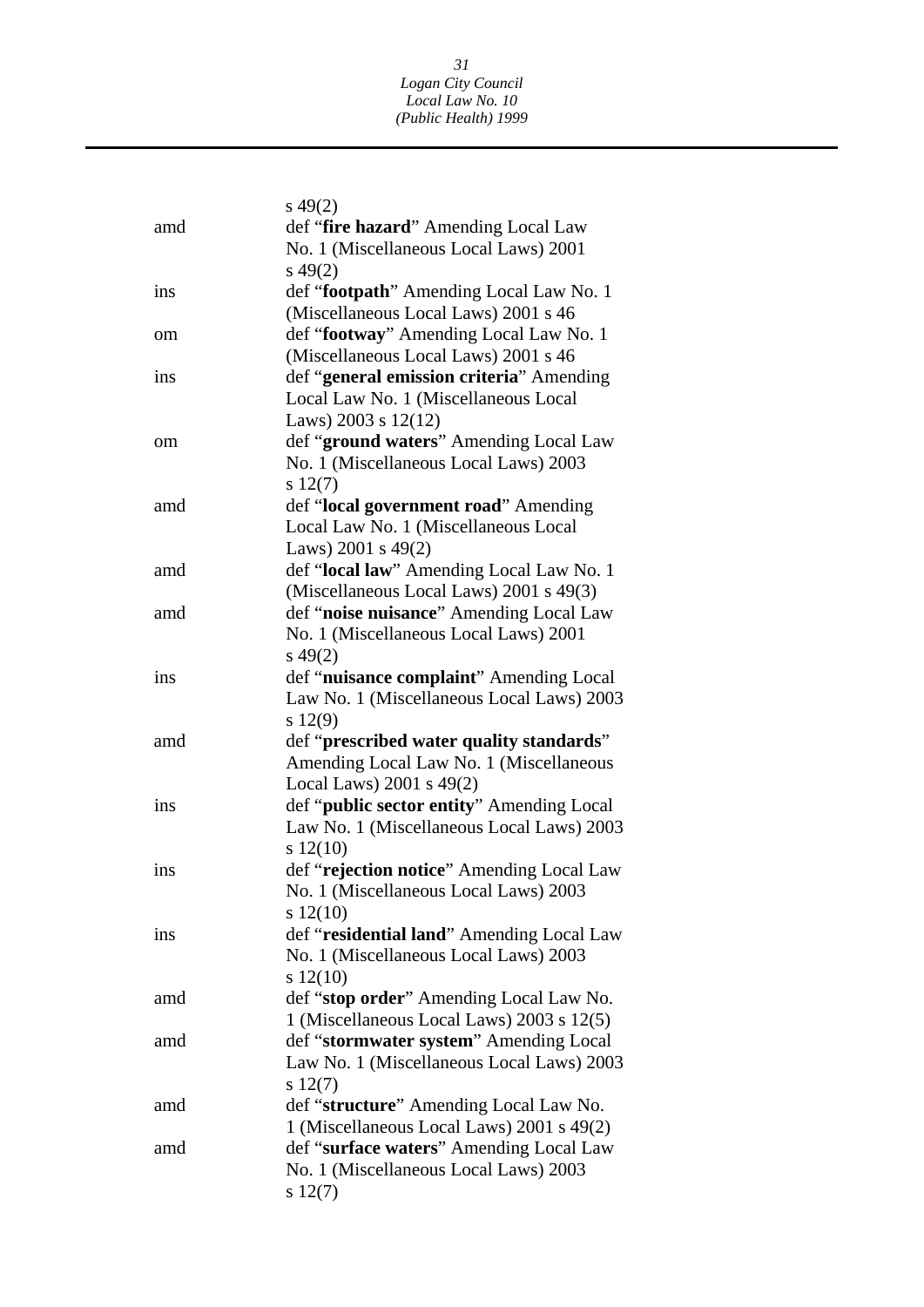s 49(2)

amd def "**fire hazard**" Amending Local Law No. 1 (Miscellaneous Local Laws) 2001 s 49(2)

ins def "**footpath**" Amending Local Law No. 1 (Miscellaneous Local Laws) 2001 s 46

om def "**footway**" Amending Local Law No. 1 (Miscellaneous Local Laws) 2001 s 46

ins def "**general emission criteria**" Amending Local Law No. 1 (Miscellaneous Local Laws) 2003 s 12(12)

om def "**ground waters**" Amending Local Law No. 1 (Miscellaneous Local Laws) 2003 s 12(7)

amd def "**local government road**" Amending Local Law No. 1 (Miscellaneous Local Laws) 2001 s 49(2)

amd def "**local law**" Amending Local Law No. 1 (Miscellaneous Local Laws) 2001 s 49(3)

amd def "**noise nuisance**" Amending Local Law No. 1 (Miscellaneous Local Laws) 2001 s 49(2)

ins def "**nuisance complaint**" Amending Local Law No. 1 (Miscellaneous Local Laws) 2003 s 12(9)

amd def "**prescribed water quality standards**" Amending Local Law No. 1 (Miscellaneous Local Laws) 2001 s 49(2)

ins def "**public sector entity**" Amending Local Law No. 1 (Miscellaneous Local Laws) 2003 s 12(10)

ins def "**rejection notice**" Amending Local Law No. 1 (Miscellaneous Local Laws) 2003 s 12(10)

ins def "**residential land**" Amending Local Law No. 1 (Miscellaneous Local Laws) 2003 s 12(10)

amd def "**stop order**" Amending Local Law No. 1 (Miscellaneous Local Laws) 2003 s 12(5)

amd def "**stormwater system**" Amending Local Law No. 1 (Miscellaneous Local Laws) 2003 s 12(7)

amd def "**structure**" Amending Local Law No. 1 (Miscellaneous Local Laws) 2001 s 49(2)

amd def "**surface waters**" Amending Local Law No. 1 (Miscellaneous Local Laws) 2003 s 12(7)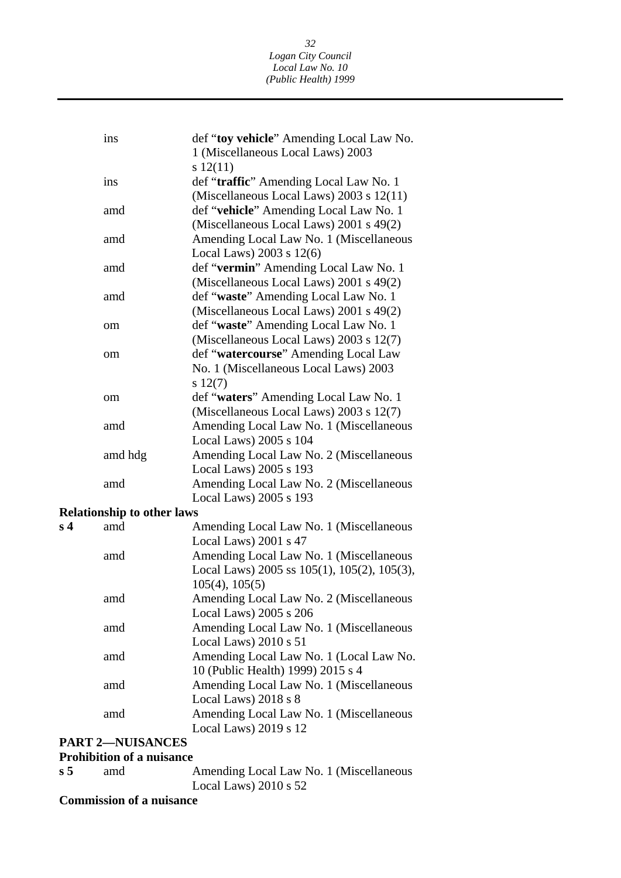| | | |
|---|---|---|
| | ins | def "**toy vehicle**" Amending Local Law No. 1 (Miscellaneous Local Laws) 2003 s 12(11) |
| | ins | def "**traffic**" Amending Local Law No. 1 (Miscellaneous Local Laws) 2003 s 12(11) |
| | amd | def "**vehicle**" Amending Local Law No. 1 (Miscellaneous Local Laws) 2001 s 49(2) |
| | amd | Amending Local Law No. 1 (Miscellaneous Local Laws) 2003 s 12(6) |
| | amd | def "**vermin**" Amending Local Law No. 1 (Miscellaneous Local Laws) 2001 s 49(2) |
| | amd | def "**waste**" Amending Local Law No. 1 (Miscellaneous Local Laws) 2001 s 49(2) |
| | om | def "**waste**" Amending Local Law No. 1 (Miscellaneous Local Laws) 2003 s 12(7) |
| | om | def "**watercourse**" Amending Local Law No. 1 (Miscellaneous Local Laws) 2003 s 12(7) |
| | om | def "**waters**" Amending Local Law No. 1 (Miscellaneous Local Laws) 2003 s 12(7) |
| | amd | Amending Local Law No. 1 (Miscellaneous Local Laws) 2005 s 104 |
| | amd hdg | Amending Local Law No. 2 (Miscellaneous Local Laws) 2005 s 193 |
| | amd | Amending Local Law No. 2 (Miscellaneous Local Laws) 2005 s 193 |

**Relationship to other laws**

| | | |
|---|---|---|
| **s 4** | amd | Amending Local Law No. 1 (Miscellaneous Local Laws) 2001 s 47 |
| | amd | Amending Local Law No. 1 (Miscellaneous Local Laws) 2005 ss 105(1), 105(2), 105(3), 105(4), 105(5) |
| | amd | Amending Local Law No. 2 (Miscellaneous Local Laws) 2005 s 206 |
| | amd | Amending Local Law No. 1 (Miscellaneous Local Laws) 2010 s 51 |
| | amd | Amending Local Law No. 1 (Local Law No. 10 (Public Health) 1999) 2015 s 4 |
| | amd | Amending Local Law No. 1 (Miscellaneous Local Laws) 2018 s 8 |
| | amd | Amending Local Law No. 1 (Miscellaneous Local Laws) 2019 s 12 |

**PART 2—NUISANCES**

**Prohibition of a nuisance**

| | | |
|---|---|---|
| **s 5** | amd | Amending Local Law No. 1 (Miscellaneous Local Laws) 2010 s 52 |

**Commission of a nuisance**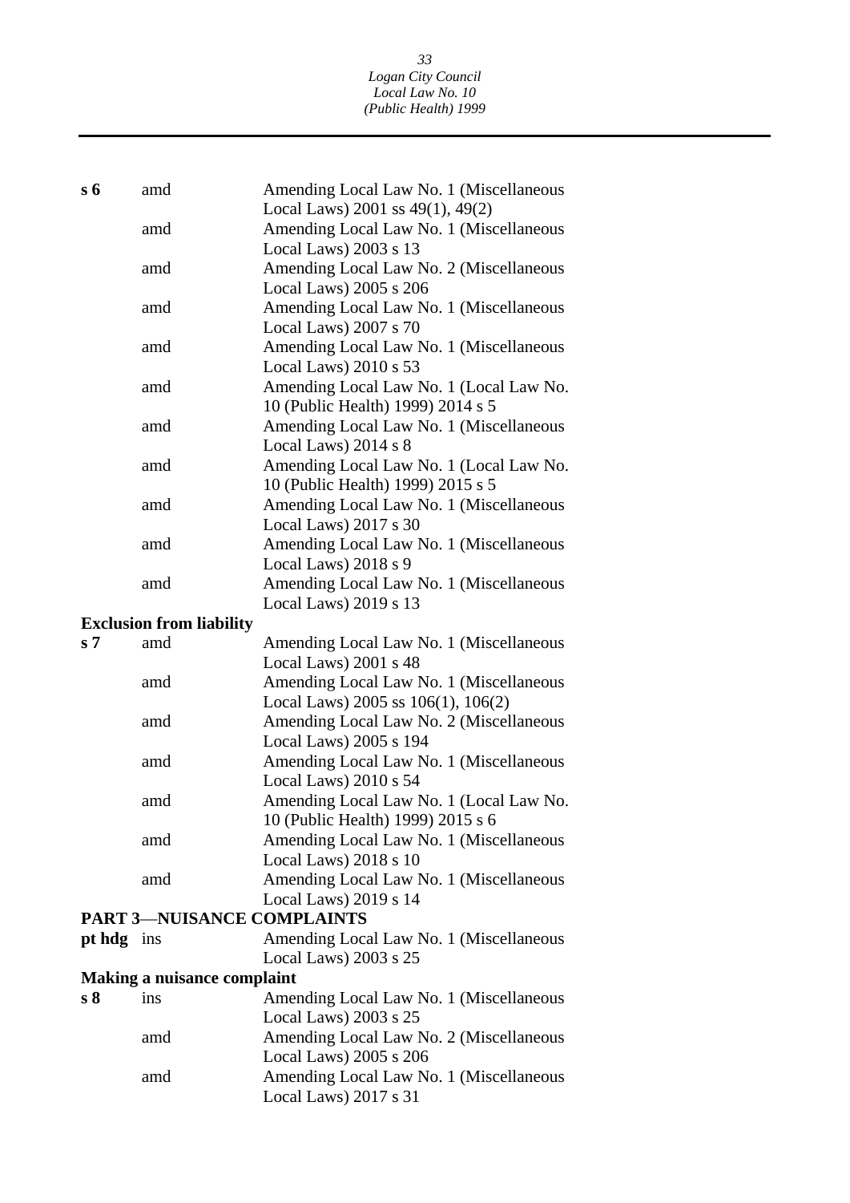**s 6** amd Amending Local Law No. 1 (Miscellaneous Local Laws) 2001 ss 49(1), 49(2)
amd Amending Local Law No. 1 (Miscellaneous Local Laws) 2003 s 13
amd Amending Local Law No. 2 (Miscellaneous Local Laws) 2005 s 206
amd Amending Local Law No. 1 (Miscellaneous Local Laws) 2007 s 70
amd Amending Local Law No. 1 (Miscellaneous Local Laws) 2010 s 53
amd Amending Local Law No. 1 (Local Law No. 10 (Public Health) 1999) 2014 s 5
amd Amending Local Law No. 1 (Miscellaneous Local Laws) 2014 s 8
amd Amending Local Law No. 1 (Local Law No. 10 (Public Health) 1999) 2015 s 5
amd Amending Local Law No. 1 (Miscellaneous Local Laws) 2017 s 30
amd Amending Local Law No. 1 (Miscellaneous Local Laws) 2018 s 9
amd Amending Local Law No. 1 (Miscellaneous Local Laws) 2019 s 13

**Exclusion from liability**

**s 7** amd Amending Local Law No. 1 (Miscellaneous Local Laws) 2001 s 48
amd Amending Local Law No. 1 (Miscellaneous Local Laws) 2005 ss 106(1), 106(2)
amd Amending Local Law No. 2 (Miscellaneous Local Laws) 2005 s 194
amd Amending Local Law No. 1 (Miscellaneous Local Laws) 2010 s 54
amd Amending Local Law No. 1 (Local Law No. 10 (Public Health) 1999) 2015 s 6
amd Amending Local Law No. 1 (Miscellaneous Local Laws) 2018 s 10
amd Amending Local Law No. 1 (Miscellaneous Local Laws) 2019 s 14

**PART 3—NUISANCE COMPLAINTS**

**pt hdg** ins Amending Local Law No. 1 (Miscellaneous Local Laws) 2003 s 25

**Making a nuisance complaint**

**s 8** ins Amending Local Law No. 1 (Miscellaneous Local Laws) 2003 s 25
amd Amending Local Law No. 2 (Miscellaneous Local Laws) 2005 s 206
amd Amending Local Law No. 1 (Miscellaneous Local Laws) 2017 s 31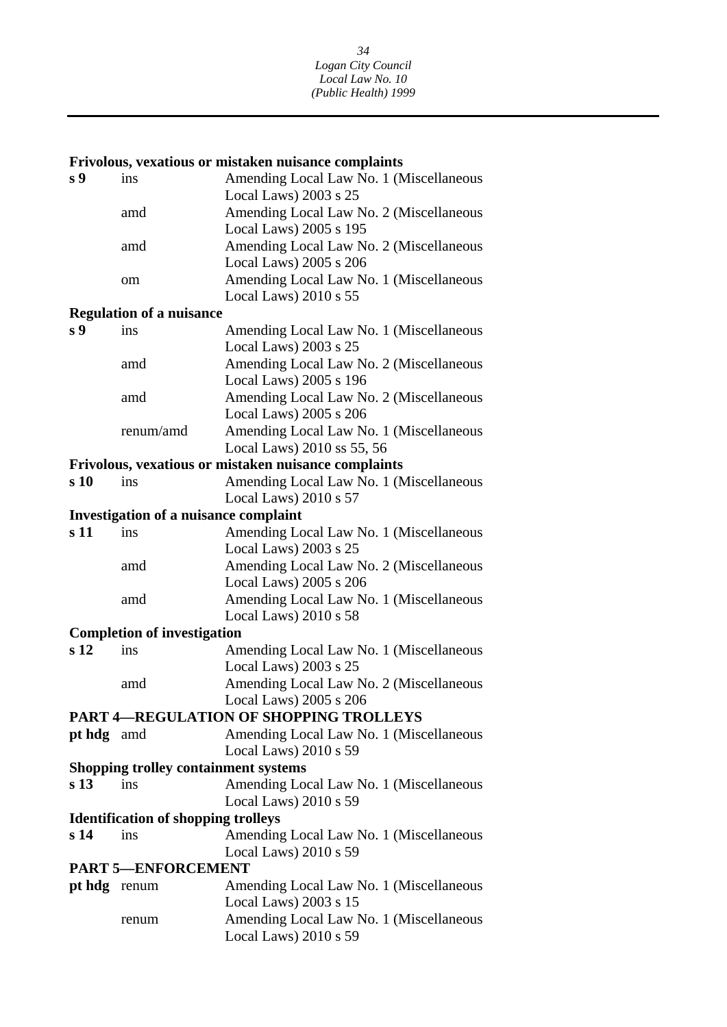**Frivolous, vexatious or mistaken nuisance complaints**

| | | |
|---|---|---|
| **s 9** | ins | Amending Local Law No. 1 (Miscellaneous Local Laws) 2003 s 25 |
| | amd | Amending Local Law No. 2 (Miscellaneous Local Laws) 2005 s 195 |
| | amd | Amending Local Law No. 2 (Miscellaneous Local Laws) 2005 s 206 |
| | om | Amending Local Law No. 1 (Miscellaneous Local Laws) 2010 s 55 |

**Regulation of a nuisance**

| | | |
|---|---|---|
| **s 9** | ins | Amending Local Law No. 1 (Miscellaneous Local Laws) 2003 s 25 |
| | amd | Amending Local Law No. 2 (Miscellaneous Local Laws) 2005 s 196 |
| | amd | Amending Local Law No. 2 (Miscellaneous Local Laws) 2005 s 206 |
| | renum/amd | Amending Local Law No. 1 (Miscellaneous Local Laws) 2010 ss 55, 56 |

**Frivolous, vexatious or mistaken nuisance complaints**

| | | |
|---|---|---|
| **s 10** | ins | Amending Local Law No. 1 (Miscellaneous Local Laws) 2010 s 57 |

**Investigation of a nuisance complaint**

| | | |
|---|---|---|
| **s 11** | ins | Amending Local Law No. 1 (Miscellaneous Local Laws) 2003 s 25 |
| | amd | Amending Local Law No. 2 (Miscellaneous Local Laws) 2005 s 206 |
| | amd | Amending Local Law No. 1 (Miscellaneous Local Laws) 2010 s 58 |

**Completion of investigation**

| | | |
|---|---|---|
| **s 12** | ins | Amending Local Law No. 1 (Miscellaneous Local Laws) 2003 s 25 |
| | amd | Amending Local Law No. 2 (Miscellaneous Local Laws) 2005 s 206 |

**PART 4—REGULATION OF SHOPPING TROLLEYS**

| | | |
|---|---|---|
| **pt hdg** | amd | Amending Local Law No. 1 (Miscellaneous Local Laws) 2010 s 59 |

**Shopping trolley containment systems**

| | | |
|---|---|---|
| **s 13** | ins | Amending Local Law No. 1 (Miscellaneous Local Laws) 2010 s 59 |

**Identification of shopping trolleys**

| | | |
|---|---|---|
| **s 14** | ins | Amending Local Law No. 1 (Miscellaneous Local Laws) 2010 s 59 |

**PART 5—ENFORCEMENT**

| | | |
|---|---|---|
| **pt hdg** | renum | Amending Local Law No. 1 (Miscellaneous Local Laws) 2003 s 15 |
| | renum | Amending Local Law No. 1 (Miscellaneous Local Laws) 2010 s 59 |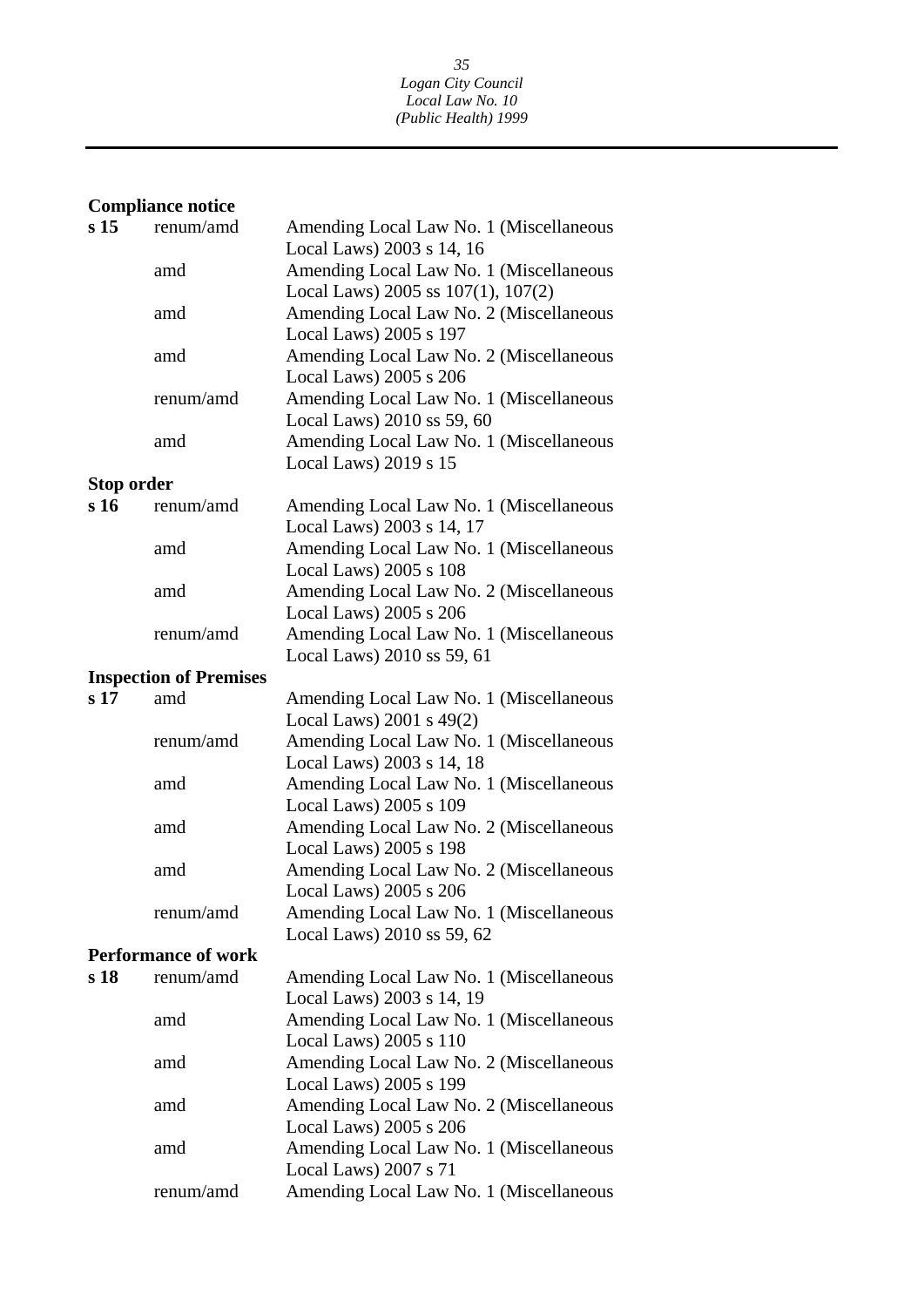**Compliance notice**

| | | |
|---|---|---|
| **s 15** | renum/amd | Amending Local Law No. 1 (Miscellaneous Local Laws) 2003 s 14, 16 |
| | amd | Amending Local Law No. 1 (Miscellaneous Local Laws) 2005 ss 107(1), 107(2) |
| | amd | Amending Local Law No. 2 (Miscellaneous Local Laws) 2005 s 197 |
| | amd | Amending Local Law No. 2 (Miscellaneous Local Laws) 2005 s 206 |
| | renum/amd | Amending Local Law No. 1 (Miscellaneous Local Laws) 2010 ss 59, 60 |
| | amd | Amending Local Law No. 1 (Miscellaneous Local Laws) 2019 s 15 |

**Stop order**

| | | |
|---|---|---|
| **s 16** | renum/amd | Amending Local Law No. 1 (Miscellaneous Local Laws) 2003 s 14, 17 |
| | amd | Amending Local Law No. 1 (Miscellaneous Local Laws) 2005 s 108 |
| | amd | Amending Local Law No. 2 (Miscellaneous Local Laws) 2005 s 206 |
| | renum/amd | Amending Local Law No. 1 (Miscellaneous Local Laws) 2010 ss 59, 61 |

**Inspection of Premises**

| | | |
|---|---|---|
| **s 17** | amd | Amending Local Law No. 1 (Miscellaneous Local Laws) 2001 s 49(2) |
| | renum/amd | Amending Local Law No. 1 (Miscellaneous Local Laws) 2003 s 14, 18 |
| | amd | Amending Local Law No. 1 (Miscellaneous Local Laws) 2005 s 109 |
| | amd | Amending Local Law No. 2 (Miscellaneous Local Laws) 2005 s 198 |
| | amd | Amending Local Law No. 2 (Miscellaneous Local Laws) 2005 s 206 |
| | renum/amd | Amending Local Law No. 1 (Miscellaneous Local Laws) 2010 ss 59, 62 |

**Performance of work**

| | | |
|---|---|---|
| **s 18** | renum/amd | Amending Local Law No. 1 (Miscellaneous Local Laws) 2003 s 14, 19 |
| | amd | Amending Local Law No. 1 (Miscellaneous Local Laws) 2005 s 110 |
| | amd | Amending Local Law No. 2 (Miscellaneous Local Laws) 2005 s 199 |
| | amd | Amending Local Law No. 2 (Miscellaneous Local Laws) 2005 s 206 |
| | amd | Amending Local Law No. 1 (Miscellaneous Local Laws) 2007 s 71 |
| | renum/amd | Amending Local Law No. 1 (Miscellaneous |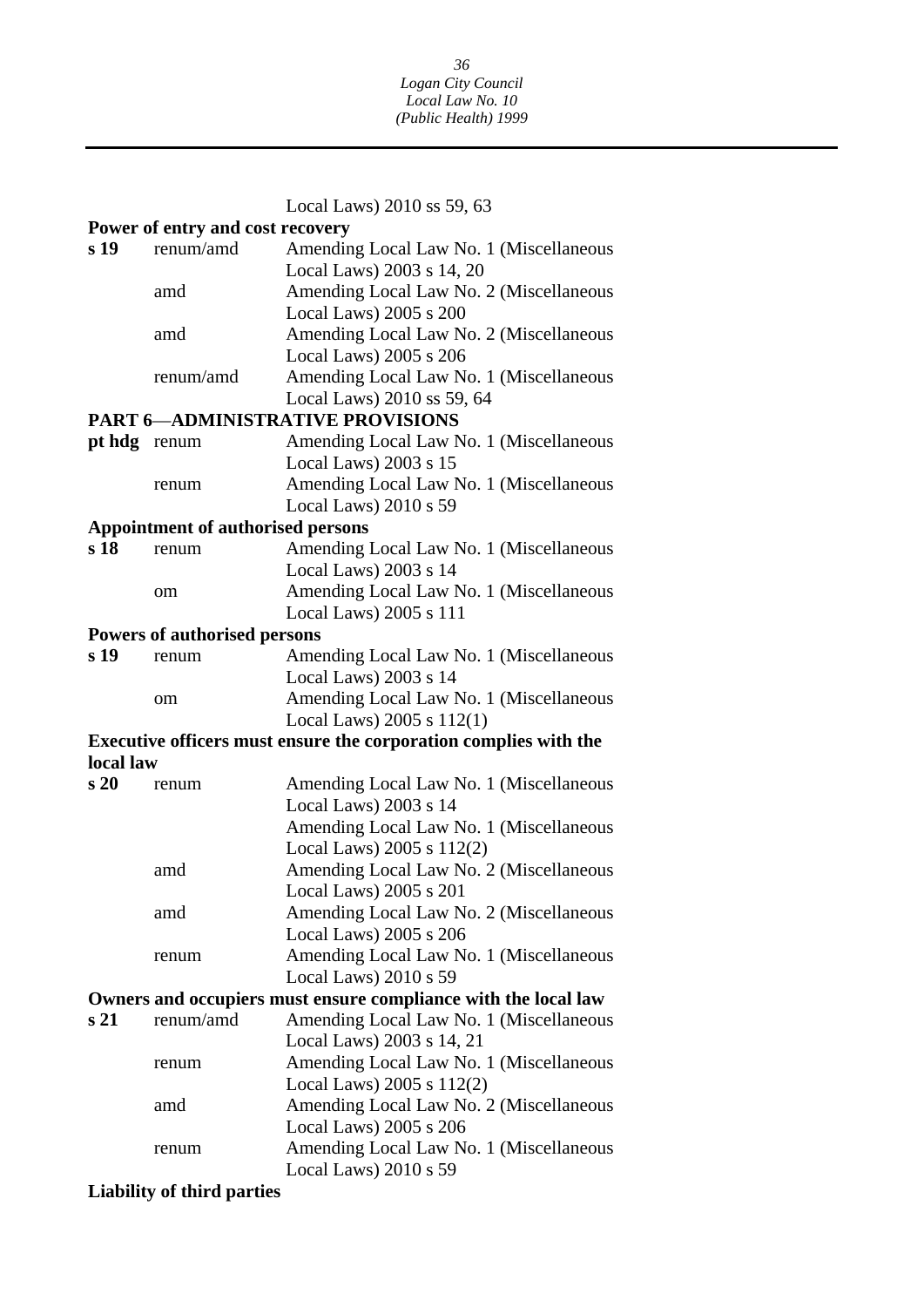Local Laws) 2010 ss 59, 63

**Power of entry and cost recovery**

| | | |
|---|---|---|
| **s 19** | renum/amd | Amending Local Law No. 1 (Miscellaneous Local Laws) 2003 s 14, 20 |
| | amd | Amending Local Law No. 2 (Miscellaneous Local Laws) 2005 s 200 |
| | amd | Amending Local Law No. 2 (Miscellaneous Local Laws) 2005 s 206 |
| | renum/amd | Amending Local Law No. 1 (Miscellaneous Local Laws) 2010 ss 59, 64 |

**PART 6—ADMINISTRATIVE PROVISIONS**

| | | |
|---|---|---|
| **pt hdg** | renum | Amending Local Law No. 1 (Miscellaneous Local Laws) 2003 s 15 |
| | renum | Amending Local Law No. 1 (Miscellaneous Local Laws) 2010 s 59 |

**Appointment of authorised persons**

| | | |
|---|---|---|
| **s 18** | renum | Amending Local Law No. 1 (Miscellaneous Local Laws) 2003 s 14 |
| | om | Amending Local Law No. 1 (Miscellaneous Local Laws) 2005 s 111 |

**Powers of authorised persons**

| | | |
|---|---|---|
| **s 19** | renum | Amending Local Law No. 1 (Miscellaneous Local Laws) 2003 s 14 |
| | om | Amending Local Law No. 1 (Miscellaneous Local Laws) 2005 s 112(1) |

**Executive officers must ensure the corporation complies with the local law**

| | | |
|---|---|---|
| **s 20** | renum | Amending Local Law No. 1 (Miscellaneous Local Laws) 2003 s 14 |
| | | Amending Local Law No. 1 (Miscellaneous Local Laws) 2005 s 112(2) |
| | amd | Amending Local Law No. 2 (Miscellaneous Local Laws) 2005 s 201 |
| | amd | Amending Local Law No. 2 (Miscellaneous Local Laws) 2005 s 206 |
| | renum | Amending Local Law No. 1 (Miscellaneous Local Laws) 2010 s 59 |

**Owners and occupiers must ensure compliance with the local law**

| | | |
|---|---|---|
| **s 21** | renum/amd | Amending Local Law No. 1 (Miscellaneous Local Laws) 2003 s 14, 21 |
| | renum | Amending Local Law No. 1 (Miscellaneous Local Laws) 2005 s 112(2) |
| | amd | Amending Local Law No. 2 (Miscellaneous Local Laws) 2005 s 206 |
| | renum | Amending Local Law No. 1 (Miscellaneous Local Laws) 2010 s 59 |

**Liability of third parties**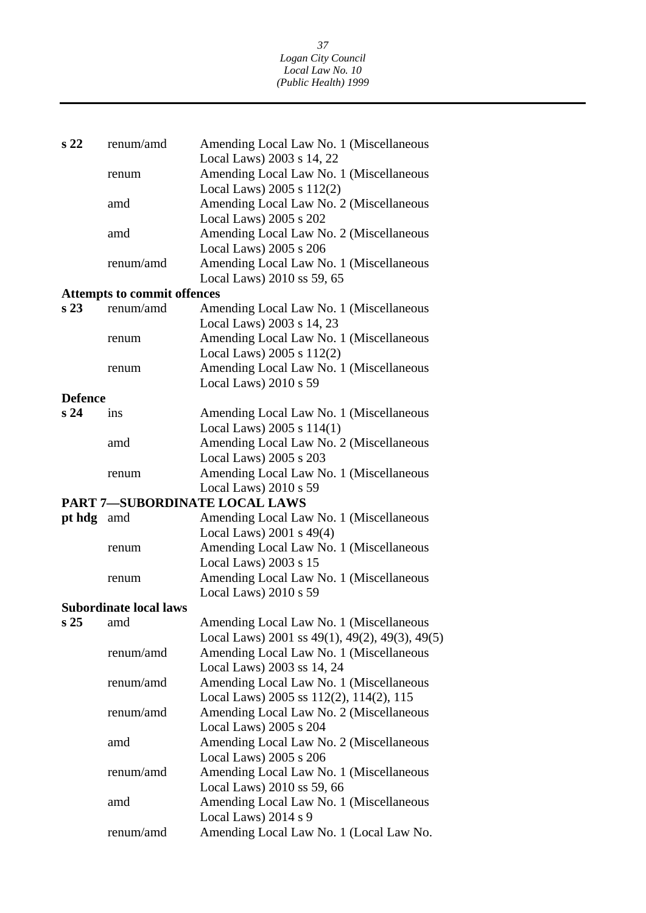**s 22** renum/amd Amending Local Law No. 1 (Miscellaneous Local Laws) 2003 s 14, 22
renum Amending Local Law No. 1 (Miscellaneous Local Laws) 2005 s 112(2)
amd Amending Local Law No. 2 (Miscellaneous Local Laws) 2005 s 202
amd Amending Local Law No. 2 (Miscellaneous Local Laws) 2005 s 206
renum/amd Amending Local Law No. 1 (Miscellaneous Local Laws) 2010 ss 59, 65

**Attempts to commit offences**

**s 23** renum/amd Amending Local Law No. 1 (Miscellaneous Local Laws) 2003 s 14, 23
renum Amending Local Law No. 1 (Miscellaneous Local Laws) 2005 s 112(2)
renum Amending Local Law No. 1 (Miscellaneous Local Laws) 2010 s 59

**Defence**

**s 24** ins Amending Local Law No. 1 (Miscellaneous Local Laws) 2005 s 114(1)
amd Amending Local Law No. 2 (Miscellaneous Local Laws) 2005 s 203
renum Amending Local Law No. 1 (Miscellaneous Local Laws) 2010 s 59

**PART 7—SUBORDINATE LOCAL LAWS**

**pt hdg** amd Amending Local Law No. 1 (Miscellaneous Local Laws) 2001 s 49(4)
renum Amending Local Law No. 1 (Miscellaneous Local Laws) 2003 s 15
renum Amending Local Law No. 1 (Miscellaneous Local Laws) 2010 s 59

**Subordinate local laws**

**s 25** amd Amending Local Law No. 1 (Miscellaneous Local Laws) 2001 ss 49(1), 49(2), 49(3), 49(5)
renum/amd Amending Local Law No. 1 (Miscellaneous Local Laws) 2003 ss 14, 24
renum/amd Amending Local Law No. 1 (Miscellaneous Local Laws) 2005 ss 112(2), 114(2), 115
renum/amd Amending Local Law No. 2 (Miscellaneous Local Laws) 2005 s 204
amd Amending Local Law No. 2 (Miscellaneous Local Laws) 2005 s 206
renum/amd Amending Local Law No. 1 (Miscellaneous Local Laws) 2010 ss 59, 66
amd Amending Local Law No. 1 (Miscellaneous Local Laws) 2014 s 9
renum/amd Amending Local Law No. 1 (Local Law No.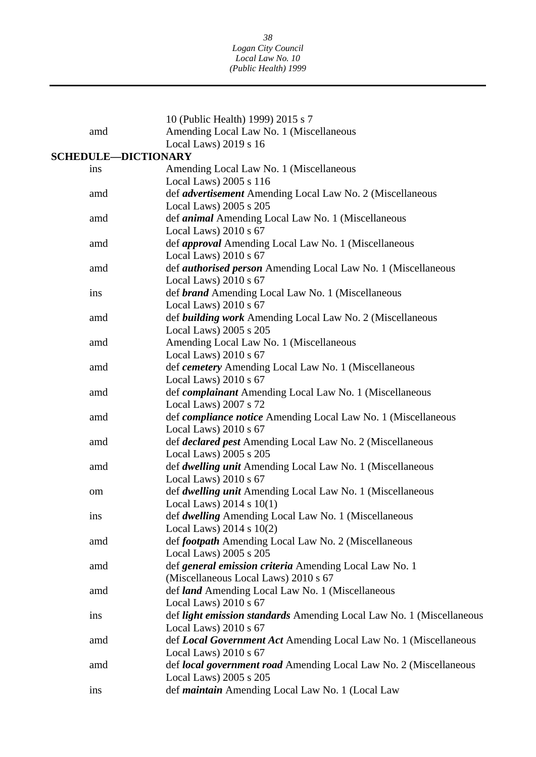10 (Public Health) 1999) 2015 s 7

amd Amending Local Law No. 1 (Miscellaneous Local Laws) 2019 s 16

**SCHEDULE—DICTIONARY**

ins Amending Local Law No. 1 (Miscellaneous Local Laws) 2005 s 116

amd def ***advertisement*** Amending Local Law No. 2 (Miscellaneous Local Laws) 2005 s 205

amd def ***animal*** Amending Local Law No. 1 (Miscellaneous Local Laws) 2010 s 67

amd def ***approval*** Amending Local Law No. 1 (Miscellaneous Local Laws) 2010 s 67

amd def ***authorised person*** Amending Local Law No. 1 (Miscellaneous Local Laws) 2010 s 67

ins def ***brand*** Amending Local Law No. 1 (Miscellaneous Local Laws) 2010 s 67

amd def ***building work*** Amending Local Law No. 2 (Miscellaneous Local Laws) 2005 s 205

amd Amending Local Law No. 1 (Miscellaneous Local Laws) 2010 s 67

amd def ***cemetery*** Amending Local Law No. 1 (Miscellaneous Local Laws) 2010 s 67

amd def ***complainant*** Amending Local Law No. 1 (Miscellaneous Local Laws) 2007 s 72

amd def ***compliance notice*** Amending Local Law No. 1 (Miscellaneous Local Laws) 2010 s 67

amd def ***declared pest*** Amending Local Law No. 2 (Miscellaneous Local Laws) 2005 s 205

amd def ***dwelling unit*** Amending Local Law No. 1 (Miscellaneous Local Laws) 2010 s 67

om def ***dwelling unit*** Amending Local Law No. 1 (Miscellaneous Local Laws) 2014 s 10(1)

ins def ***dwelling*** Amending Local Law No. 1 (Miscellaneous Local Laws) 2014 s 10(2)

amd def ***footpath*** Amending Local Law No. 2 (Miscellaneous Local Laws) 2005 s 205

amd def ***general emission criteria*** Amending Local Law No. 1 (Miscellaneous Local Laws) 2010 s 67

amd def ***land*** Amending Local Law No. 1 (Miscellaneous Local Laws) 2010 s 67

ins def ***light emission standards*** Amending Local Law No. 1 (Miscellaneous Local Laws) 2010 s 67

amd def ***Local Government Act*** Amending Local Law No. 1 (Miscellaneous Local Laws) 2010 s 67

amd def ***local government road*** Amending Local Law No. 2 (Miscellaneous Local Laws) 2005 s 205

ins def ***maintain*** Amending Local Law No. 1 (Local Law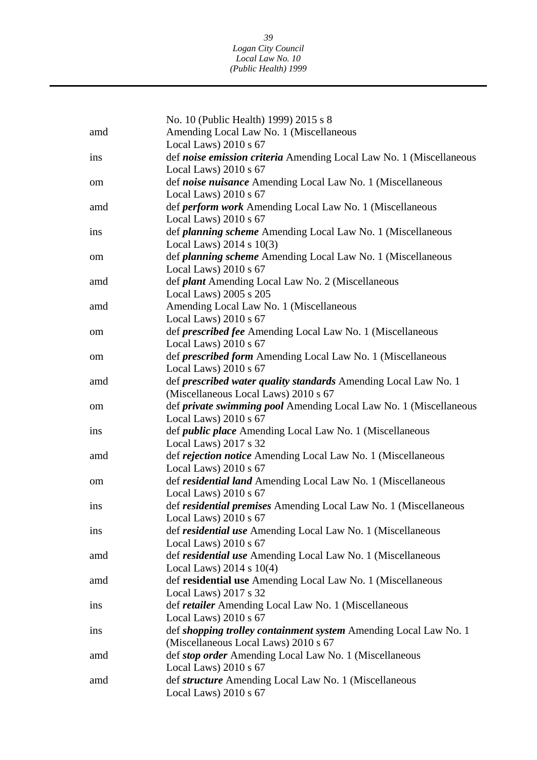| | |
|---|---|
| | No. 10 (Public Health) 1999) 2015 s 8 |
| amd | Amending Local Law No. 1 (Miscellaneous Local Laws) 2010 s 67 |
| ins | def ***noise emission criteria*** Amending Local Law No. 1 (Miscellaneous Local Laws) 2010 s 67 |
| om | def ***noise nuisance*** Amending Local Law No. 1 (Miscellaneous Local Laws) 2010 s 67 |
| amd | def ***perform work*** Amending Local Law No. 1 (Miscellaneous Local Laws) 2010 s 67 |
| ins | def ***planning scheme*** Amending Local Law No. 1 (Miscellaneous Local Laws) 2014 s 10(3) |
| om | def ***planning scheme*** Amending Local Law No. 1 (Miscellaneous Local Laws) 2010 s 67 |
| amd | def ***plant*** Amending Local Law No. 2 (Miscellaneous Local Laws) 2005 s 205 |
| amd | Amending Local Law No. 1 (Miscellaneous Local Laws) 2010 s 67 |
| om | def ***prescribed fee*** Amending Local Law No. 1 (Miscellaneous Local Laws) 2010 s 67 |
| om | def ***prescribed form*** Amending Local Law No. 1 (Miscellaneous Local Laws) 2010 s 67 |
| amd | def ***prescribed water quality standards*** Amending Local Law No. 1 (Miscellaneous Local Laws) 2010 s 67 |
| om | def ***private swimming pool*** Amending Local Law No. 1 (Miscellaneous Local Laws) 2010 s 67 |
| ins | def ***public place*** Amending Local Law No. 1 (Miscellaneous Local Laws) 2017 s 32 |
| amd | def ***rejection notice*** Amending Local Law No. 1 (Miscellaneous Local Laws) 2010 s 67 |
| om | def ***residential land*** Amending Local Law No. 1 (Miscellaneous Local Laws) 2010 s 67 |
| ins | def ***residential premises*** Amending Local Law No. 1 (Miscellaneous Local Laws) 2010 s 67 |
| ins | def ***residential use*** Amending Local Law No. 1 (Miscellaneous Local Laws) 2010 s 67 |
| amd | def ***residential use*** Amending Local Law No. 1 (Miscellaneous Local Laws) 2014 s 10(4) |
| amd | def **residential use** Amending Local Law No. 1 (Miscellaneous Local Laws) 2017 s 32 |
| ins | def ***retailer*** Amending Local Law No. 1 (Miscellaneous Local Laws) 2010 s 67 |
| ins | def ***shopping trolley containment system*** Amending Local Law No. 1 (Miscellaneous Local Laws) 2010 s 67 |
| amd | def ***stop order*** Amending Local Law No. 1 (Miscellaneous Local Laws) 2010 s 67 |
| amd | def ***structure*** Amending Local Law No. 1 (Miscellaneous Local Laws) 2010 s 67 |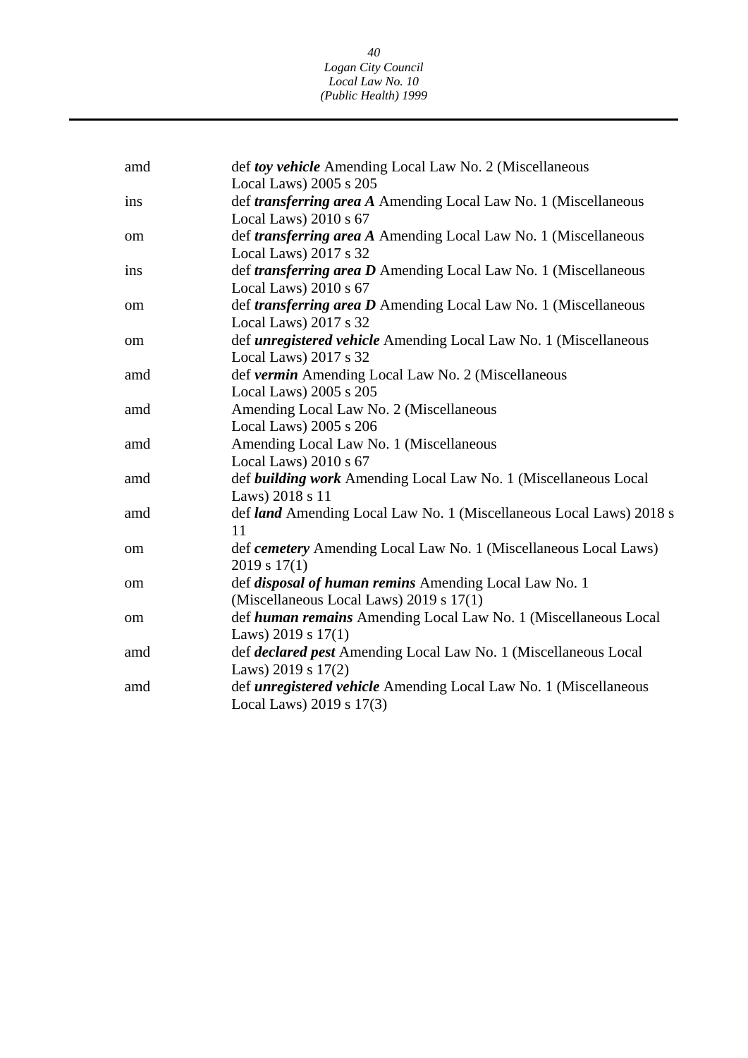| | |
|---|---|
| amd | def ***toy vehicle*** Amending Local Law No. 2 (Miscellaneous Local Laws) 2005 s 205 |
| ins | def ***transferring area A*** Amending Local Law No. 1 (Miscellaneous Local Laws) 2010 s 67 |
| om | def ***transferring area A*** Amending Local Law No. 1 (Miscellaneous Local Laws) 2017 s 32 |
| ins | def ***transferring area D*** Amending Local Law No. 1 (Miscellaneous Local Laws) 2010 s 67 |
| om | def ***transferring area D*** Amending Local Law No. 1 (Miscellaneous Local Laws) 2017 s 32 |
| om | def ***unregistered vehicle*** Amending Local Law No. 1 (Miscellaneous Local Laws) 2017 s 32 |
| amd | def ***vermin*** Amending Local Law No. 2 (Miscellaneous Local Laws) 2005 s 205 |
| amd | Amending Local Law No. 2 (Miscellaneous Local Laws) 2005 s 206 |
| amd | Amending Local Law No. 1 (Miscellaneous Local Laws) 2010 s 67 |
| amd | def ***building work*** Amending Local Law No. 1 (Miscellaneous Local Laws) 2018 s 11 |
| amd | def ***land*** Amending Local Law No. 1 (Miscellaneous Local Laws) 2018 s 11 |
| om | def ***cemetery*** Amending Local Law No. 1 (Miscellaneous Local Laws) 2019 s 17(1) |
| om | def ***disposal of human remins*** Amending Local Law No. 1 (Miscellaneous Local Laws) 2019 s 17(1) |
| om | def ***human remains*** Amending Local Law No. 1 (Miscellaneous Local Laws) 2019 s 17(1) |
| amd | def ***declared pest*** Amending Local Law No. 1 (Miscellaneous Local Laws) 2019 s 17(2) |
| amd | def ***unregistered vehicle*** Amending Local Law No. 1 (Miscellaneous Local Laws) 2019 s 17(3) |